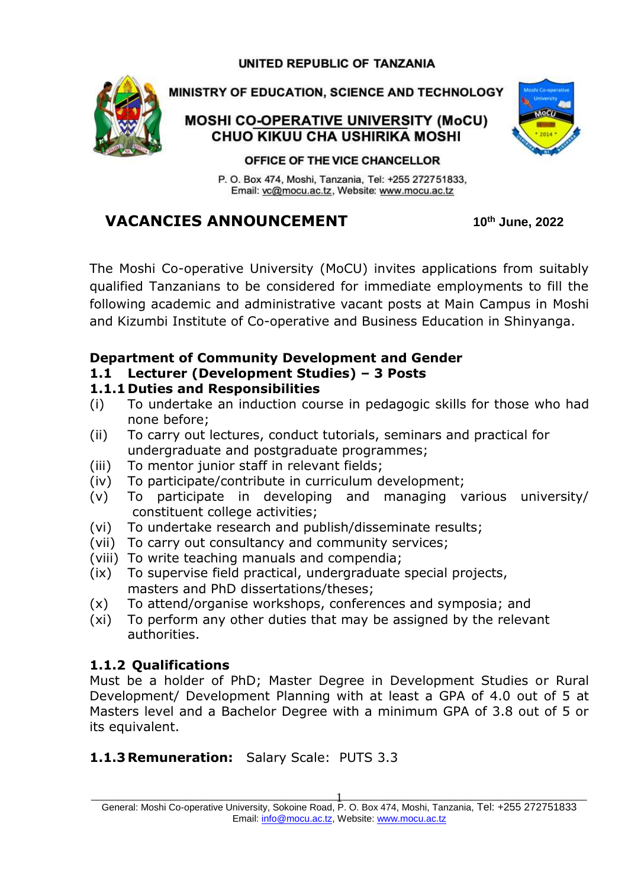UNITED REPUBLIC OF TANZANIA

MINISTRY OF EDUCATION, SCIENCE AND TECHNOLOGY

**MOSHI CO-OPERATIVE UNIVERSITY (MoCU)**
**CHUO KIKUU CHA USHIRIKA MOSHI**

**OFFICE OF THE VICE CHANCELLOR**

P. O. Box 474, Moshi, Tanzania, Tel: +255 272751833,
Email: vc@mocu.ac.tz, Website: www.mocu.ac.tz

# VACANCIES ANNOUNCEMENT

**10th June, 2022**

The Moshi Co-operative University (MoCU) invites applications from suitably qualified Tanzanians to be considered for immediate employments to fill the following academic and administrative vacant posts at Main Campus in Moshi and Kizumbi Institute of Co-operative and Business Education in Shinyanga.

## Department of Community Development and Gender

### 1.1 Lecturer (Development Studies) – 3 Posts

#### 1.1.1 Duties and Responsibilities

(i) To undertake an induction course in pedagogic skills for those who had none before;
(ii) To carry out lectures, conduct tutorials, seminars and practical for undergraduate and postgraduate programmes;
(iii) To mentor junior staff in relevant fields;
(iv) To participate/contribute in curriculum development;
(v) To participate in developing and managing various university/ constituent college activities;
(vi) To undertake research and publish/disseminate results;
(vii) To carry out consultancy and community services;
(viii) To write teaching manuals and compendia;
(ix) To supervise field practical, undergraduate special projects, masters and PhD dissertations/theses;
(x) To attend/organise workshops, conferences and symposia; and
(xi) To perform any other duties that may be assigned by the relevant authorities.

#### 1.1.2 Qualifications

Must be a holder of PhD; Master Degree in Development Studies or Rural Development/ Development Planning with at least a GPA of 4.0 out of 5 at Masters level and a Bachelor Degree with a minimum GPA of 3.8 out of 5 or its equivalent.

#### 1.1.3 Remuneration: Salary Scale: PUTS 3.3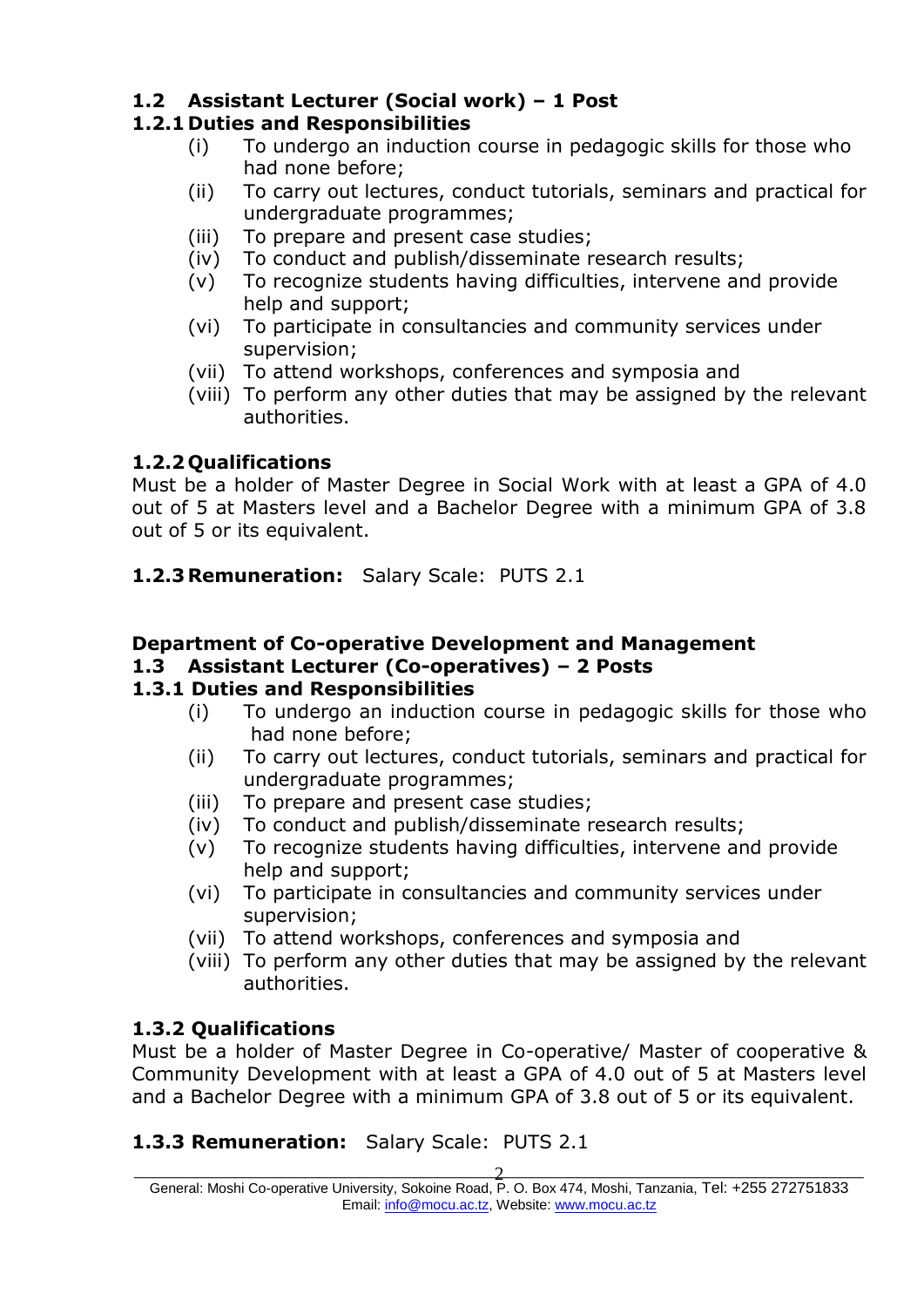### 1.2 Assistant Lecturer (Social work) – 1 Post

#### 1.2.1 Duties and Responsibilities

- (i) To undergo an induction course in pedagogic skills for those who had none before;
- (ii) To carry out lectures, conduct tutorials, seminars and practical for undergraduate programmes;
- (iii) To prepare and present case studies;
- (iv) To conduct and publish/disseminate research results;
- (v) To recognize students having difficulties, intervene and provide help and support;
- (vi) To participate in consultancies and community services under supervision;
- (vii) To attend workshops, conferences and symposia and
- (viii) To perform any other duties that may be assigned by the relevant authorities.

#### 1.2.2 Qualifications

Must be a holder of Master Degree in Social Work with at least a GPA of 4.0 out of 5 at Masters level and a Bachelor Degree with a minimum GPA of 3.8 out of 5 or its equivalent.

#### 1.2.3 Remuneration: Salary Scale: PUTS 2.1

## Department of Co-operative Development and Management

### 1.3 Assistant Lecturer (Co-operatives) – 2 Posts

#### 1.3.1 Duties and Responsibilities

- (i) To undergo an induction course in pedagogic skills for those who had none before;
- (ii) To carry out lectures, conduct tutorials, seminars and practical for undergraduate programmes;
- (iii) To prepare and present case studies;
- (iv) To conduct and publish/disseminate research results;
- (v) To recognize students having difficulties, intervene and provide help and support;
- (vi) To participate in consultancies and community services under supervision;
- (vii) To attend workshops, conferences and symposia and
- (viii) To perform any other duties that may be assigned by the relevant authorities.

#### 1.3.2 Qualifications

Must be a holder of Master Degree in Co-operative/ Master of cooperative & Community Development with at least a GPA of 4.0 out of 5 at Masters level and a Bachelor Degree with a minimum GPA of 3.8 out of 5 or its equivalent.

#### 1.3.3 Remuneration: Salary Scale: PUTS 2.1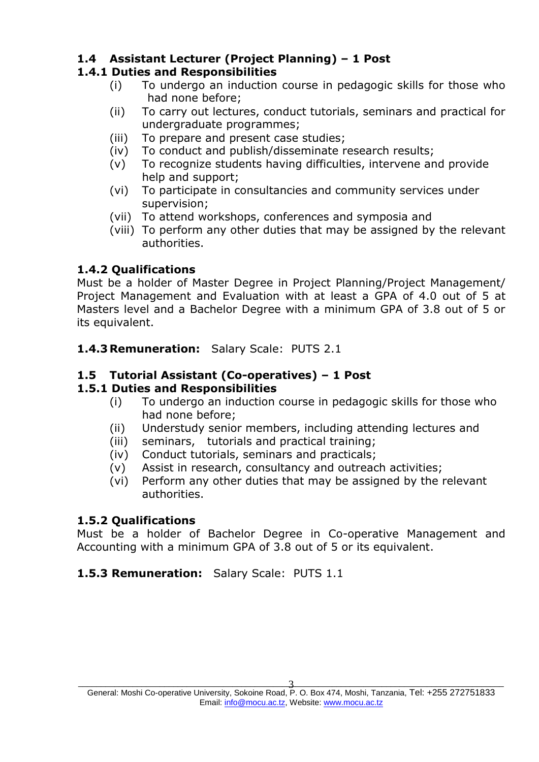## 1.4 Assistant Lecturer (Project Planning) – 1 Post

### 1.4.1 Duties and Responsibilities

- (i) To undergo an induction course in pedagogic skills for those who had none before;
- (ii) To carry out lectures, conduct tutorials, seminars and practical for undergraduate programmes;
- (iii) To prepare and present case studies;
- (iv) To conduct and publish/disseminate research results;
- (v) To recognize students having difficulties, intervene and provide help and support;
- (vi) To participate in consultancies and community services under supervision;
- (vii) To attend workshops, conferences and symposia and
- (viii) To perform any other duties that may be assigned by the relevant authorities.

### 1.4.2 Qualifications

Must be a holder of Master Degree in Project Planning/Project Management/ Project Management and Evaluation with at least a GPA of 4.0 out of 5 at Masters level and a Bachelor Degree with a minimum GPA of 3.8 out of 5 or its equivalent.

### 1.4.3 Remuneration: Salary Scale: PUTS 2.1

## 1.5 Tutorial Assistant (Co-operatives) – 1 Post

### 1.5.1 Duties and Responsibilities

- (i) To undergo an induction course in pedagogic skills for those who had none before;
- (ii) Understudy senior members, including attending lectures and
- (iii) seminars, tutorials and practical training;
- (iv) Conduct tutorials, seminars and practicals;
- (v) Assist in research, consultancy and outreach activities;
- (vi) Perform any other duties that may be assigned by the relevant authorities.

### 1.5.2 Qualifications

Must be a holder of Bachelor Degree in Co-operative Management and Accounting with a minimum GPA of 3.8 out of 5 or its equivalent.

### 1.5.3 Remuneration: Salary Scale: PUTS 1.1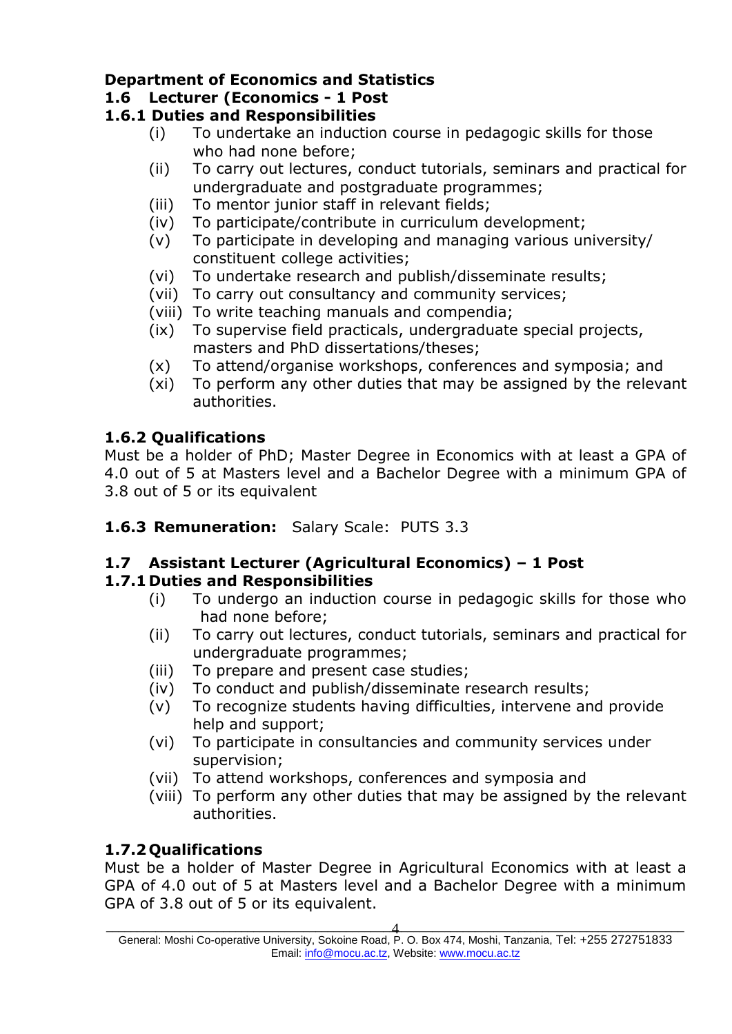**Department of Economics and Statistics**

**1.6 Lecturer (Economics - 1 Post**

**1.6.1 Duties and Responsibilities**

(i) To undertake an induction course in pedagogic skills for those who had none before;
(ii) To carry out lectures, conduct tutorials, seminars and practical for undergraduate and postgraduate programmes;
(iii) To mentor junior staff in relevant fields;
(iv) To participate/contribute in curriculum development;
(v) To participate in developing and managing various university/ constituent college activities;
(vi) To undertake research and publish/disseminate results;
(vii) To carry out consultancy and community services;
(viii) To write teaching manuals and compendia;
(ix) To supervise field practicals, undergraduate special projects, masters and PhD dissertations/theses;
(x) To attend/organise workshops, conferences and symposia; and
(xi) To perform any other duties that may be assigned by the relevant authorities.

**1.6.2 Qualifications**

Must be a holder of PhD; Master Degree in Economics with at least a GPA of 4.0 out of 5 at Masters level and a Bachelor Degree with a minimum GPA of 3.8 out of 5 or its equivalent

**1.6.3 Remuneration:** Salary Scale: PUTS 3.3

**1.7 Assistant Lecturer (Agricultural Economics) – 1 Post**

**1.7.1 Duties and Responsibilities**

(i) To undergo an induction course in pedagogic skills for those who had none before;
(ii) To carry out lectures, conduct tutorials, seminars and practical for undergraduate programmes;
(iii) To prepare and present case studies;
(iv) To conduct and publish/disseminate research results;
(v) To recognize students having difficulties, intervene and provide help and support;
(vi) To participate in consultancies and community services under supervision;
(vii) To attend workshops, conferences and symposia and
(viii) To perform any other duties that may be assigned by the relevant authorities.

**1.7.2 Qualifications**

Must be a holder of Master Degree in Agricultural Economics with at least a GPA of 4.0 out of 5 at Masters level and a Bachelor Degree with a minimum GPA of 3.8 out of 5 or its equivalent.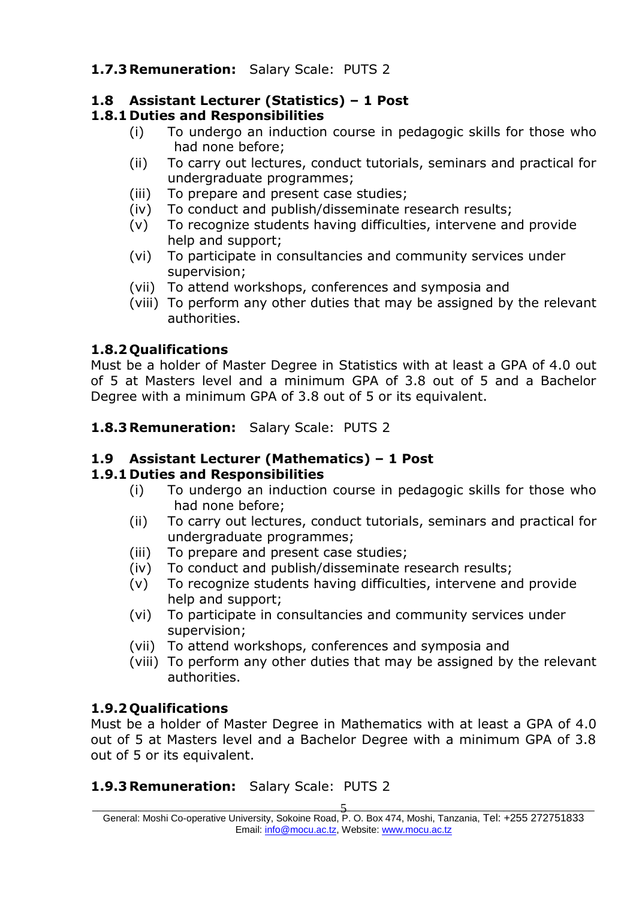**1.7.3 Remuneration:** Salary Scale: PUTS 2

### 1.8 Assistant Lecturer (Statistics) – 1 Post

#### 1.8.1 Duties and Responsibilities

- (i) To undergo an induction course in pedagogic skills for those who had none before;
- (ii) To carry out lectures, conduct tutorials, seminars and practical for undergraduate programmes;
- (iii) To prepare and present case studies;
- (iv) To conduct and publish/disseminate research results;
- (v) To recognize students having difficulties, intervene and provide help and support;
- (vi) To participate in consultancies and community services under supervision;
- (vii) To attend workshops, conferences and symposia and
- (viii) To perform any other duties that may be assigned by the relevant authorities.

#### 1.8.2 Qualifications

Must be a holder of Master Degree in Statistics with at least a GPA of 4.0 out of 5 at Masters level and a minimum GPA of 3.8 out of 5 and a Bachelor Degree with a minimum GPA of 3.8 out of 5 or its equivalent.

**1.8.3 Remuneration:** Salary Scale: PUTS 2

### 1.9 Assistant Lecturer (Mathematics) – 1 Post

#### 1.9.1 Duties and Responsibilities

- (i) To undergo an induction course in pedagogic skills for those who had none before;
- (ii) To carry out lectures, conduct tutorials, seminars and practical for undergraduate programmes;
- (iii) To prepare and present case studies;
- (iv) To conduct and publish/disseminate research results;
- (v) To recognize students having difficulties, intervene and provide help and support;
- (vi) To participate in consultancies and community services under supervision;
- (vii) To attend workshops, conferences and symposia and
- (viii) To perform any other duties that may be assigned by the relevant authorities.

#### 1.9.2 Qualifications

Must be a holder of Master Degree in Mathematics with at least a GPA of 4.0 out of 5 at Masters level and a Bachelor Degree with a minimum GPA of 3.8 out of 5 or its equivalent.

**1.9.3 Remuneration:** Salary Scale: PUTS 2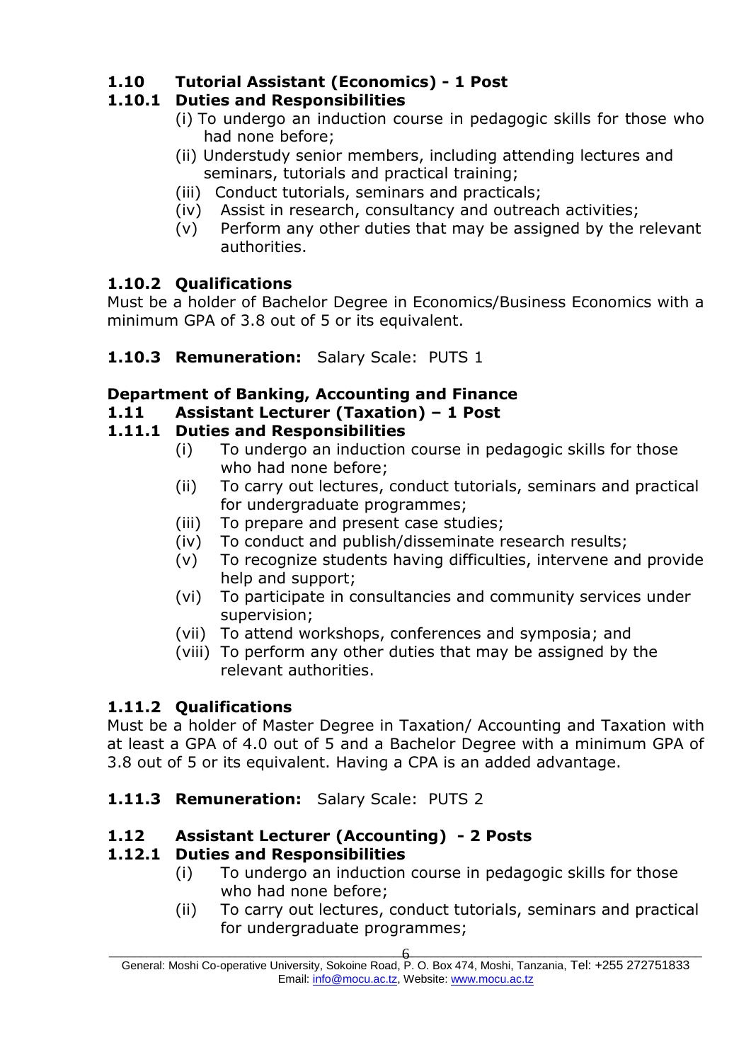**1.10 Tutorial Assistant (Economics) - 1 Post**

**1.10.1 Duties and Responsibilities**

(i) To undergo an induction course in pedagogic skills for those who had none before;
(ii) Understudy senior members, including attending lectures and seminars, tutorials and practical training;
(iii) Conduct tutorials, seminars and practicals;
(iv) Assist in research, consultancy and outreach activities;
(v) Perform any other duties that may be assigned by the relevant authorities.

**1.10.2 Qualifications**

Must be a holder of Bachelor Degree in Economics/Business Economics with a minimum GPA of 3.8 out of 5 or its equivalent.

**1.10.3 Remuneration:** Salary Scale: PUTS 1

**Department of Banking, Accounting and Finance**

**1.11 Assistant Lecturer (Taxation) – 1 Post**

**1.11.1 Duties and Responsibilities**

(i) To undergo an induction course in pedagogic skills for those who had none before;
(ii) To carry out lectures, conduct tutorials, seminars and practical for undergraduate programmes;
(iii) To prepare and present case studies;
(iv) To conduct and publish/disseminate research results;
(v) To recognize students having difficulties, intervene and provide help and support;
(vi) To participate in consultancies and community services under supervision;
(vii) To attend workshops, conferences and symposia; and
(viii) To perform any other duties that may be assigned by the relevant authorities.

**1.11.2 Qualifications**

Must be a holder of Master Degree in Taxation/ Accounting and Taxation with at least a GPA of 4.0 out of 5 and a Bachelor Degree with a minimum GPA of 3.8 out of 5 or its equivalent. Having a CPA is an added advantage.

**1.11.3 Remuneration:** Salary Scale: PUTS 2

**1.12 Assistant Lecturer (Accounting) - 2 Posts**

**1.12.1 Duties and Responsibilities**

(i) To undergo an induction course in pedagogic skills for those who had none before;
(ii) To carry out lectures, conduct tutorials, seminars and practical for undergraduate programmes;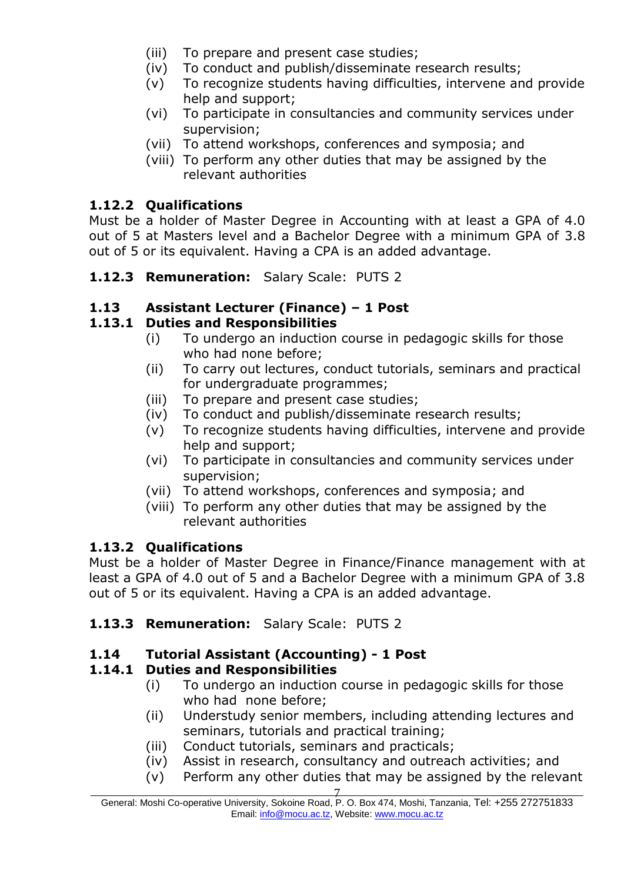(iii) To prepare and present case studies;
(iv) To conduct and publish/disseminate research results;
(v) To recognize students having difficulties, intervene and provide help and support;
(vi) To participate in consultancies and community services under supervision;
(vii) To attend workshops, conferences and symposia; and
(viii) To perform any other duties that may be assigned by the relevant authorities

### 1.12.2 Qualifications

Must be a holder of Master Degree in Accounting with at least a GPA of 4.0 out of 5 at Masters level and a Bachelor Degree with a minimum GPA of 3.8 out of 5 or its equivalent. Having a CPA is an added advantage.

**1.12.3 Remuneration:** Salary Scale: PUTS 2

## 1.13 Assistant Lecturer (Finance) – 1 Post

### 1.13.1 Duties and Responsibilities

(i) To undergo an induction course in pedagogic skills for those who had none before;
(ii) To carry out lectures, conduct tutorials, seminars and practical for undergraduate programmes;
(iii) To prepare and present case studies;
(iv) To conduct and publish/disseminate research results;
(v) To recognize students having difficulties, intervene and provide help and support;
(vi) To participate in consultancies and community services under supervision;
(vii) To attend workshops, conferences and symposia; and
(viii) To perform any other duties that may be assigned by the relevant authorities

### 1.13.2 Qualifications

Must be a holder of Master Degree in Finance/Finance management with at least a GPA of 4.0 out of 5 and a Bachelor Degree with a minimum GPA of 3.8 out of 5 or its equivalent. Having a CPA is an added advantage.

**1.13.3 Remuneration:** Salary Scale: PUTS 2

## 1.14 Tutorial Assistant (Accounting) - 1 Post

### 1.14.1 Duties and Responsibilities

(i) To undergo an induction course in pedagogic skills for those who had none before;
(ii) Understudy senior members, including attending lectures and seminars, tutorials and practical training;
(iii) Conduct tutorials, seminars and practicals;
(iv) Assist in research, consultancy and outreach activities; and
(v) Perform any other duties that may be assigned by the relevant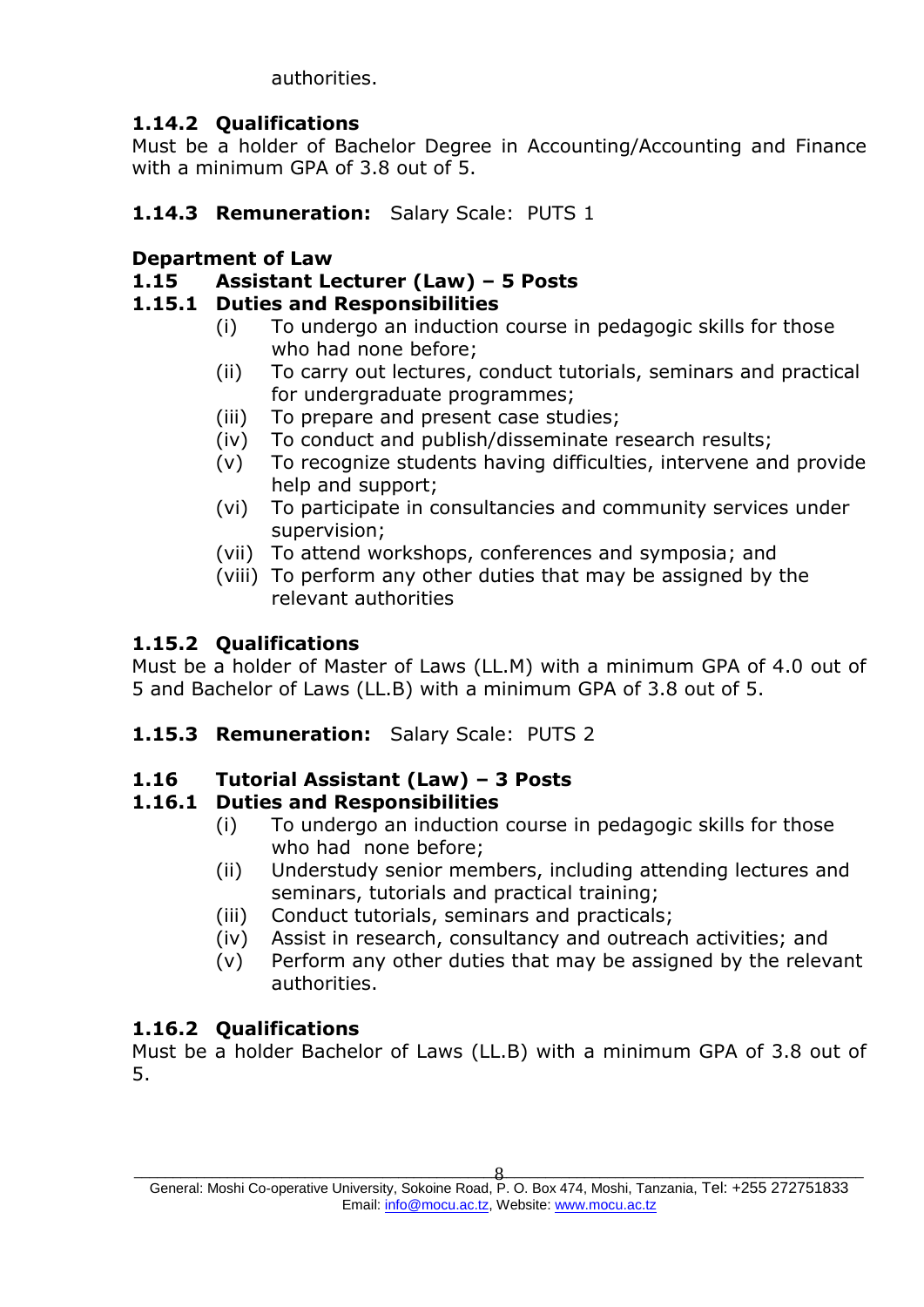authorities.

### 1.14.2 Qualifications

Must be a holder of Bachelor Degree in Accounting/Accounting and Finance with a minimum GPA of 3.8 out of 5.

### 1.14.3 Remuneration: Salary Scale: PUTS 1

## Department of Law

### 1.15 Assistant Lecturer (Law) – 5 Posts

### 1.15.1 Duties and Responsibilities

- (i) To undergo an induction course in pedagogic skills for those who had none before;
- (ii) To carry out lectures, conduct tutorials, seminars and practical for undergraduate programmes;
- (iii) To prepare and present case studies;
- (iv) To conduct and publish/disseminate research results;
- (v) To recognize students having difficulties, intervene and provide help and support;
- (vi) To participate in consultancies and community services under supervision;
- (vii) To attend workshops, conferences and symposia; and
- (viii) To perform any other duties that may be assigned by the relevant authorities

### 1.15.2 Qualifications

Must be a holder of Master of Laws (LL.M) with a minimum GPA of 4.0 out of 5 and Bachelor of Laws (LL.B) with a minimum GPA of 3.8 out of 5.

### 1.15.3 Remuneration: Salary Scale: PUTS 2

### 1.16 Tutorial Assistant (Law) – 3 Posts

### 1.16.1 Duties and Responsibilities

- (i) To undergo an induction course in pedagogic skills for those who had none before;
- (ii) Understudy senior members, including attending lectures and seminars, tutorials and practical training;
- (iii) Conduct tutorials, seminars and practicals;
- (iv) Assist in research, consultancy and outreach activities; and
- (v) Perform any other duties that may be assigned by the relevant authorities.

### 1.16.2 Qualifications

Must be a holder Bachelor of Laws (LL.B) with a minimum GPA of 3.8 out of 5.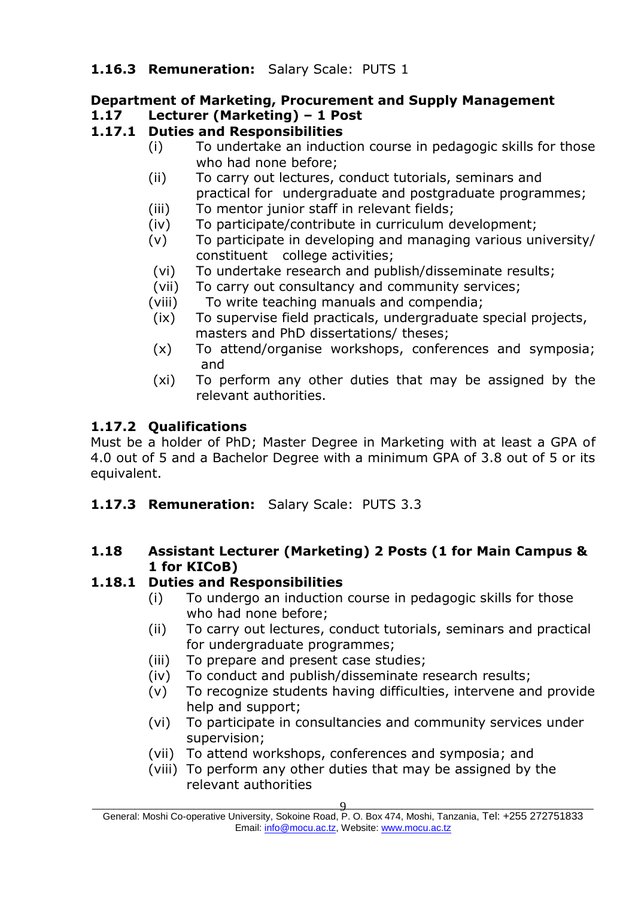**1.16.3 Remuneration:** Salary Scale: PUTS 1

**Department of Marketing, Procurement and Supply Management**

**1.17 Lecturer (Marketing) – 1 Post**

**1.17.1 Duties and Responsibilities**

- (i) To undertake an induction course in pedagogic skills for those who had none before;
- (ii) To carry out lectures, conduct tutorials, seminars and practical for undergraduate and postgraduate programmes;
- (iii) To mentor junior staff in relevant fields;
- (iv) To participate/contribute in curriculum development;
- (v) To participate in developing and managing various university/ constituent college activities;
- (vi) To undertake research and publish/disseminate results;
- (vii) To carry out consultancy and community services;
- (viii) To write teaching manuals and compendia;
- (ix) To supervise field practicals, undergraduate special projects, masters and PhD dissertations/ theses;
- (x) To attend/organise workshops, conferences and symposia; and
- (xi) To perform any other duties that may be assigned by the relevant authorities.

**1.17.2 Qualifications**

Must be a holder of PhD; Master Degree in Marketing with at least a GPA of 4.0 out of 5 and a Bachelor Degree with a minimum GPA of 3.8 out of 5 or its equivalent.

**1.17.3 Remuneration:** Salary Scale: PUTS 3.3

**1.18 Assistant Lecturer (Marketing) 2 Posts (1 for Main Campus & 1 for KICoB)**

**1.18.1 Duties and Responsibilities**

- (i) To undergo an induction course in pedagogic skills for those who had none before;
- (ii) To carry out lectures, conduct tutorials, seminars and practical for undergraduate programmes;
- (iii) To prepare and present case studies;
- (iv) To conduct and publish/disseminate research results;
- (v) To recognize students having difficulties, intervene and provide help and support;
- (vi) To participate in consultancies and community services under supervision;
- (vii) To attend workshops, conferences and symposia; and
- (viii) To perform any other duties that may be assigned by the relevant authorities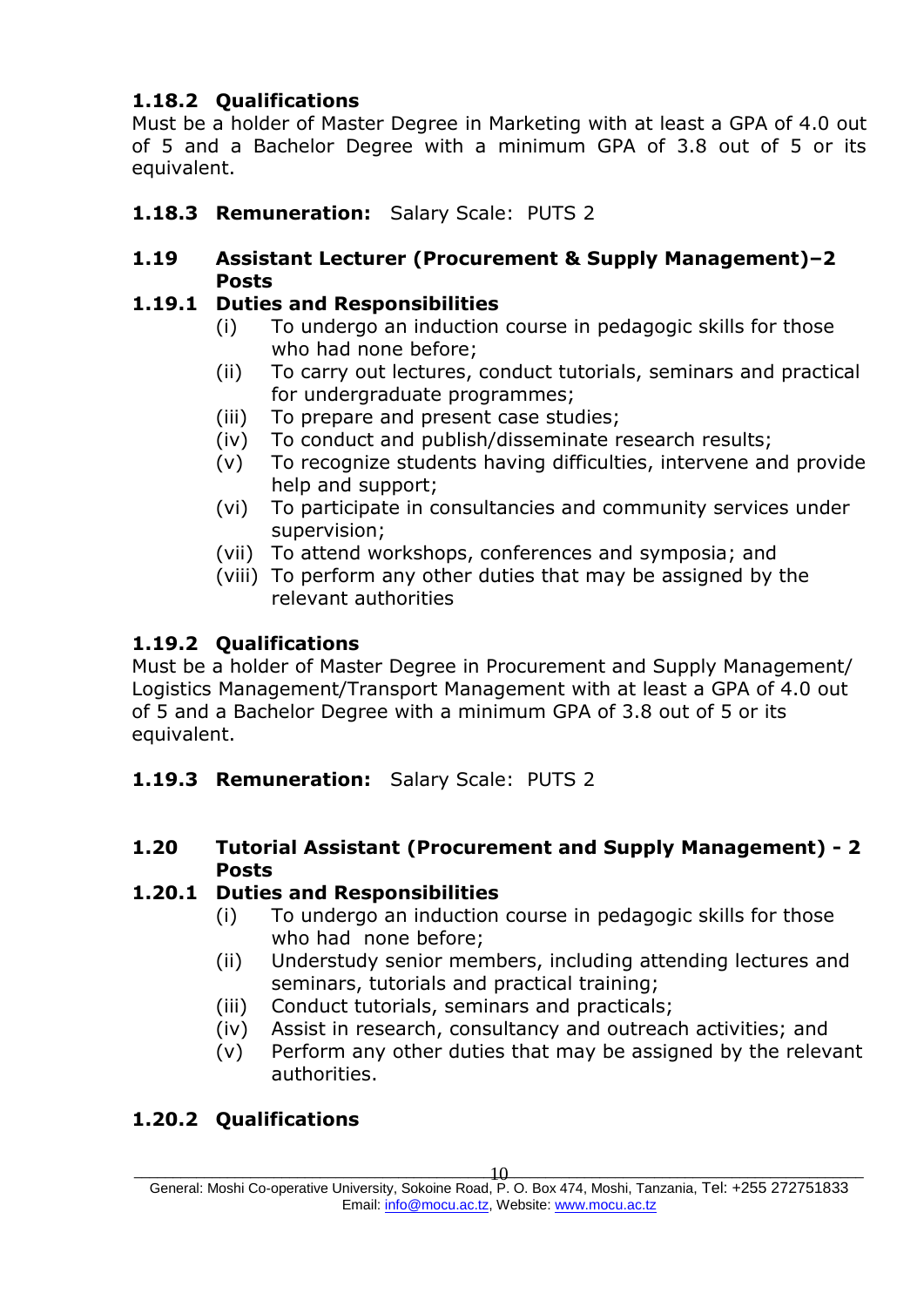### 1.18.2 Qualifications

Must be a holder of Master Degree in Marketing with at least a GPA of 4.0 out of 5 and a Bachelor Degree with a minimum GPA of 3.8 out of 5 or its equivalent.

### 1.18.3 Remuneration: Salary Scale: PUTS 2

## 1.19 Assistant Lecturer (Procurement & Supply Management)–2 Posts

### 1.19.1 Duties and Responsibilities

- (i) To undergo an induction course in pedagogic skills for those who had none before;
- (ii) To carry out lectures, conduct tutorials, seminars and practical for undergraduate programmes;
- (iii) To prepare and present case studies;
- (iv) To conduct and publish/disseminate research results;
- (v) To recognize students having difficulties, intervene and provide help and support;
- (vi) To participate in consultancies and community services under supervision;
- (vii) To attend workshops, conferences and symposia; and
- (viii) To perform any other duties that may be assigned by the relevant authorities

### 1.19.2 Qualifications

Must be a holder of Master Degree in Procurement and Supply Management/ Logistics Management/Transport Management with at least a GPA of 4.0 out of 5 and a Bachelor Degree with a minimum GPA of 3.8 out of 5 or its equivalent.

### 1.19.3 Remuneration: Salary Scale: PUTS 2

## 1.20 Tutorial Assistant (Procurement and Supply Management) - 2 Posts

### 1.20.1 Duties and Responsibilities

- (i) To undergo an induction course in pedagogic skills for those who had none before;
- (ii) Understudy senior members, including attending lectures and seminars, tutorials and practical training;
- (iii) Conduct tutorials, seminars and practicals;
- (iv) Assist in research, consultancy and outreach activities; and
- (v) Perform any other duties that may be assigned by the relevant authorities.

### 1.20.2 Qualifications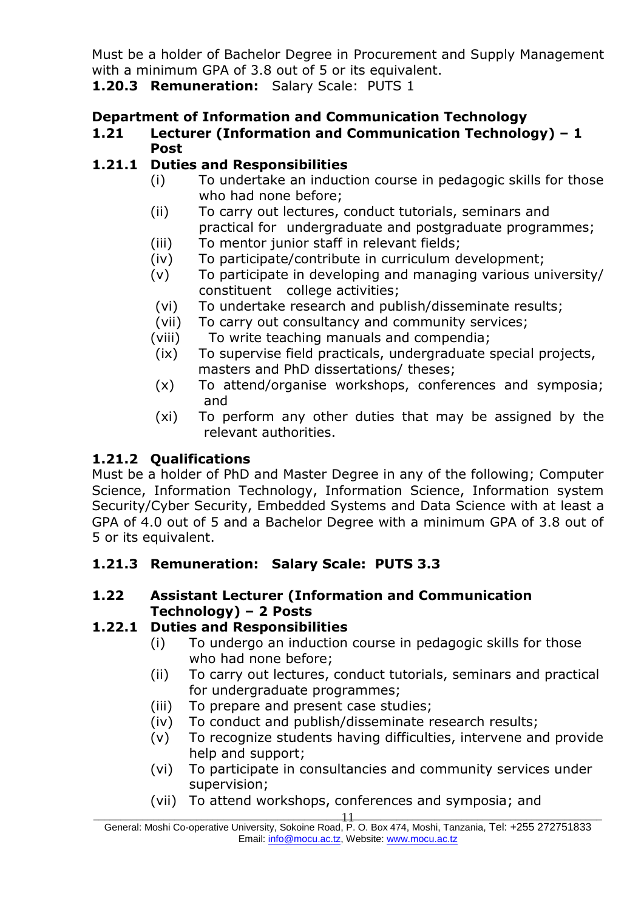Must be a holder of Bachelor Degree in Procurement and Supply Management with a minimum GPA of 3.8 out of 5 or its equivalent.

**1.20.3 Remuneration:** Salary Scale: PUTS 1

## Department of Information and Communication Technology

### 1.21 Lecturer (Information and Communication Technology) – 1 Post

#### 1.21.1 Duties and Responsibilities

- (i) To undertake an induction course in pedagogic skills for those who had none before;
- (ii) To carry out lectures, conduct tutorials, seminars and practical for undergraduate and postgraduate programmes;
- (iii) To mentor junior staff in relevant fields;
- (iv) To participate/contribute in curriculum development;
- (v) To participate in developing and managing various university/ constituent college activities;
- (vi) To undertake research and publish/disseminate results;
- (vii) To carry out consultancy and community services;
- (viii) To write teaching manuals and compendia;
- (ix) To supervise field practicals, undergraduate special projects, masters and PhD dissertations/ theses;
- (x) To attend/organise workshops, conferences and symposia; and
- (xi) To perform any other duties that may be assigned by the relevant authorities.

#### 1.21.2 Qualifications

Must be a holder of PhD and Master Degree in any of the following; Computer Science, Information Technology, Information Science, Information system Security/Cyber Security, Embedded Systems and Data Science with at least a GPA of 4.0 out of 5 and a Bachelor Degree with a minimum GPA of 3.8 out of 5 or its equivalent.

#### 1.21.3 Remuneration: Salary Scale: PUTS 3.3

### 1.22 Assistant Lecturer (Information and Communication Technology) – 2 Posts

#### 1.22.1 Duties and Responsibilities

- (i) To undergo an induction course in pedagogic skills for those who had none before;
- (ii) To carry out lectures, conduct tutorials, seminars and practical for undergraduate programmes;
- (iii) To prepare and present case studies;
- (iv) To conduct and publish/disseminate research results;
- (v) To recognize students having difficulties, intervene and provide help and support;
- (vi) To participate in consultancies and community services under supervision;
- (vii) To attend workshops, conferences and symposia; and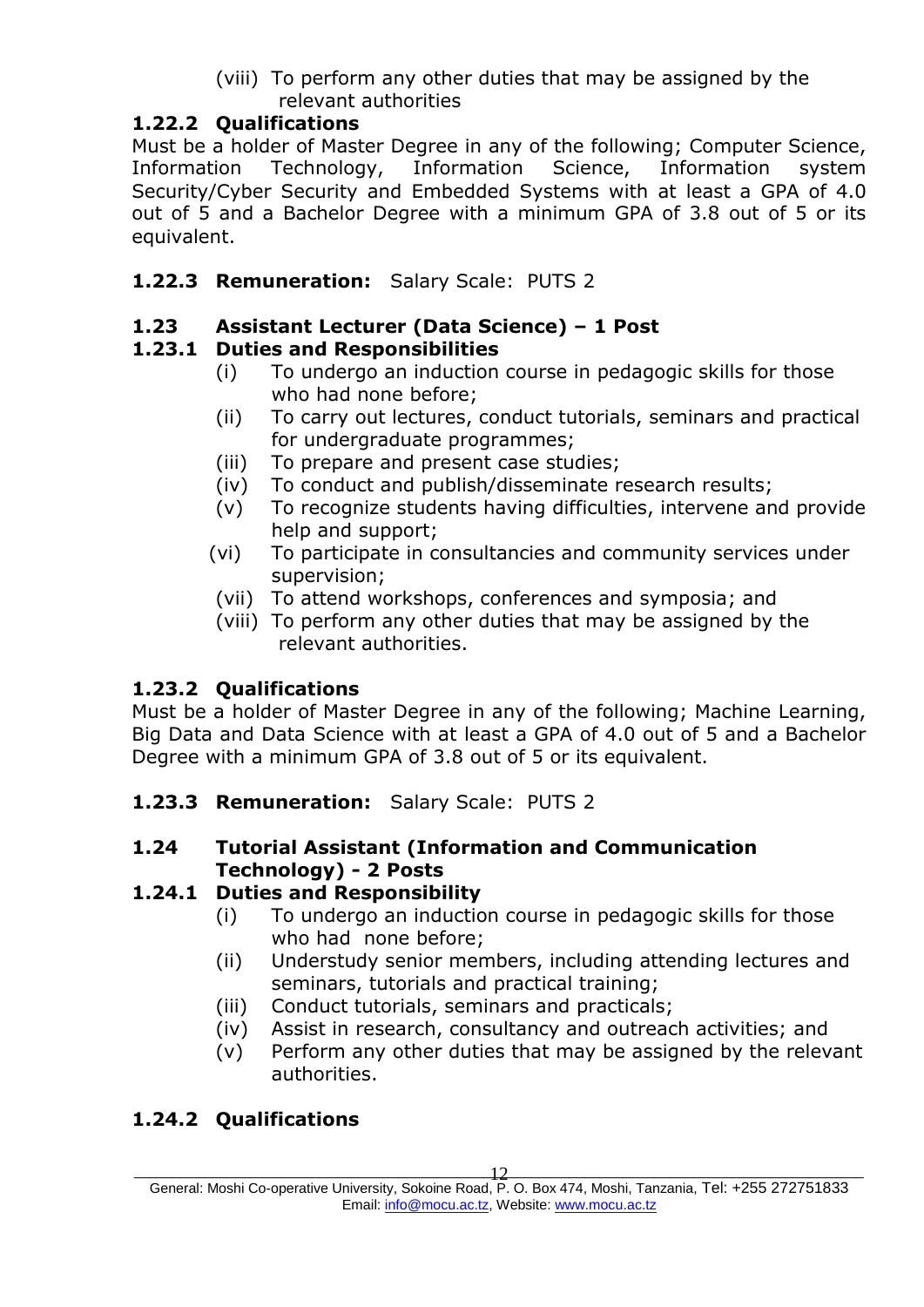(viii) To perform any other duties that may be assigned by the relevant authorities

### 1.22.2 Qualifications

Must be a holder of Master Degree in any of the following; Computer Science, Information Technology, Information Science, Information system Security/Cyber Security and Embedded Systems with at least a GPA of 4.0 out of 5 and a Bachelor Degree with a minimum GPA of 3.8 out of 5 or its equivalent.

### 1.22.3 Remuneration: Salary Scale: PUTS 2

## 1.23 Assistant Lecturer (Data Science) – 1 Post

### 1.23.1 Duties and Responsibilities

- (i) To undergo an induction course in pedagogic skills for those who had none before;
- (ii) To carry out lectures, conduct tutorials, seminars and practical for undergraduate programmes;
- (iii) To prepare and present case studies;
- (iv) To conduct and publish/disseminate research results;
- (v) To recognize students having difficulties, intervene and provide help and support;
- (vi) To participate in consultancies and community services under supervision;
- (vii) To attend workshops, conferences and symposia; and
- (viii) To perform any other duties that may be assigned by the relevant authorities.

### 1.23.2 Qualifications

Must be a holder of Master Degree in any of the following; Machine Learning, Big Data and Data Science with at least a GPA of 4.0 out of 5 and a Bachelor Degree with a minimum GPA of 3.8 out of 5 or its equivalent.

### 1.23.3 Remuneration: Salary Scale: PUTS 2

## 1.24 Tutorial Assistant (Information and Communication Technology) - 2 Posts

### 1.24.1 Duties and Responsibility

- (i) To undergo an induction course in pedagogic skills for those who had none before;
- (ii) Understudy senior members, including attending lectures and seminars, tutorials and practical training;
- (iii) Conduct tutorials, seminars and practicals;
- (iv) Assist in research, consultancy and outreach activities; and
- (v) Perform any other duties that may be assigned by the relevant authorities.

### 1.24.2 Qualifications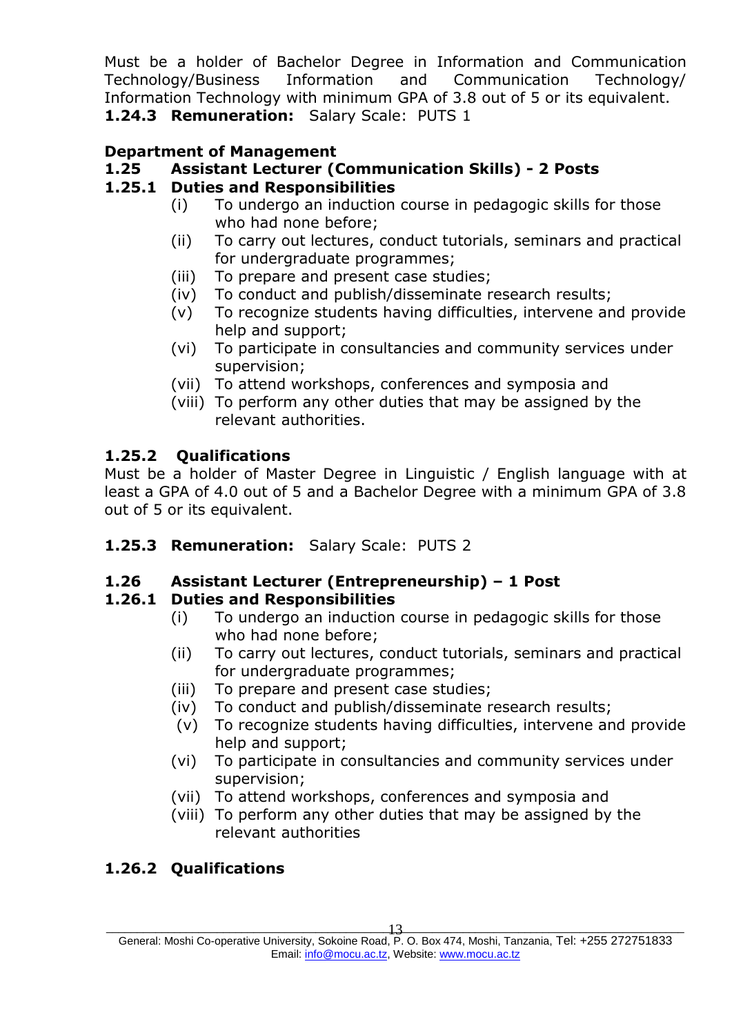Must be a holder of Bachelor Degree in Information and Communication Technology/Business Information and Communication Technology/ Information Technology with minimum GPA of 3.8 out of 5 or its equivalent.

**1.24.3 Remuneration:** Salary Scale: PUTS 1

**Department of Management**

**1.25 Assistant Lecturer (Communication Skills) - 2 Posts**

**1.25.1 Duties and Responsibilities**

- (i) To undergo an induction course in pedagogic skills for those who had none before;
- (ii) To carry out lectures, conduct tutorials, seminars and practical for undergraduate programmes;
- (iii) To prepare and present case studies;
- (iv) To conduct and publish/disseminate research results;
- (v) To recognize students having difficulties, intervene and provide help and support;
- (vi) To participate in consultancies and community services under supervision;
- (vii) To attend workshops, conferences and symposia and
- (viii) To perform any other duties that may be assigned by the relevant authorities.

**1.25.2 Qualifications**

Must be a holder of Master Degree in Linguistic / English language with at least a GPA of 4.0 out of 5 and a Bachelor Degree with a minimum GPA of 3.8 out of 5 or its equivalent.

**1.25.3 Remuneration:** Salary Scale: PUTS 2

**1.26 Assistant Lecturer (Entrepreneurship) – 1 Post**

**1.26.1 Duties and Responsibilities**

- (i) To undergo an induction course in pedagogic skills for those who had none before;
- (ii) To carry out lectures, conduct tutorials, seminars and practical for undergraduate programmes;
- (iii) To prepare and present case studies;
- (iv) To conduct and publish/disseminate research results;
- (v) To recognize students having difficulties, intervene and provide help and support;
- (vi) To participate in consultancies and community services under supervision;
- (vii) To attend workshops, conferences and symposia and
- (viii) To perform any other duties that may be assigned by the relevant authorities

**1.26.2 Qualifications**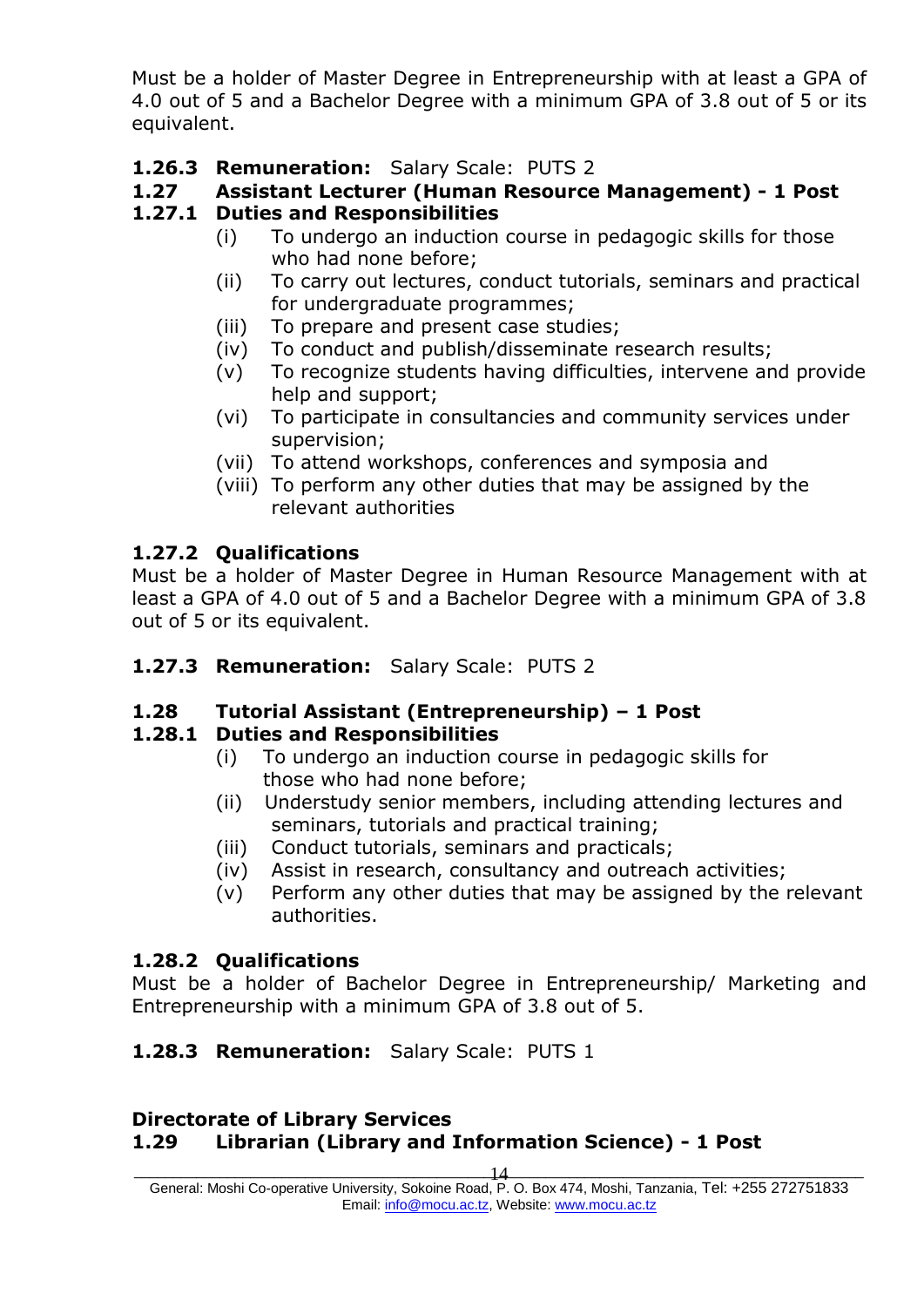Must be a holder of Master Degree in Entrepreneurship with at least a GPA of 4.0 out of 5 and a Bachelor Degree with a minimum GPA of 3.8 out of 5 or its equivalent.

**1.26.3 Remuneration:** Salary Scale: PUTS 2

### 1.27 Assistant Lecturer (Human Resource Management) - 1 Post

**1.27.1 Duties and Responsibilities**

- (i) To undergo an induction course in pedagogic skills for those who had none before;
- (ii) To carry out lectures, conduct tutorials, seminars and practical for undergraduate programmes;
- (iii) To prepare and present case studies;
- (iv) To conduct and publish/disseminate research results;
- (v) To recognize students having difficulties, intervene and provide help and support;
- (vi) To participate in consultancies and community services under supervision;
- (vii) To attend workshops, conferences and symposia and
- (viii) To perform any other duties that may be assigned by the relevant authorities

**1.27.2 Qualifications**

Must be a holder of Master Degree in Human Resource Management with at least a GPA of 4.0 out of 5 and a Bachelor Degree with a minimum GPA of 3.8 out of 5 or its equivalent.

**1.27.3 Remuneration:** Salary Scale: PUTS 2

### 1.28 Tutorial Assistant (Entrepreneurship) – 1 Post

**1.28.1 Duties and Responsibilities**

- (i) To undergo an induction course in pedagogic skills for those who had none before;
- (ii) Understudy senior members, including attending lectures and seminars, tutorials and practical training;
- (iii) Conduct tutorials, seminars and practicals;
- (iv) Assist in research, consultancy and outreach activities;
- (v) Perform any other duties that may be assigned by the relevant authorities.

**1.28.2 Qualifications**

Must be a holder of Bachelor Degree in Entrepreneurship/ Marketing and Entrepreneurship with a minimum GPA of 3.8 out of 5.

**1.28.3 Remuneration:** Salary Scale: PUTS 1

## Directorate of Library Services

### 1.29 Librarian (Library and Information Science) - 1 Post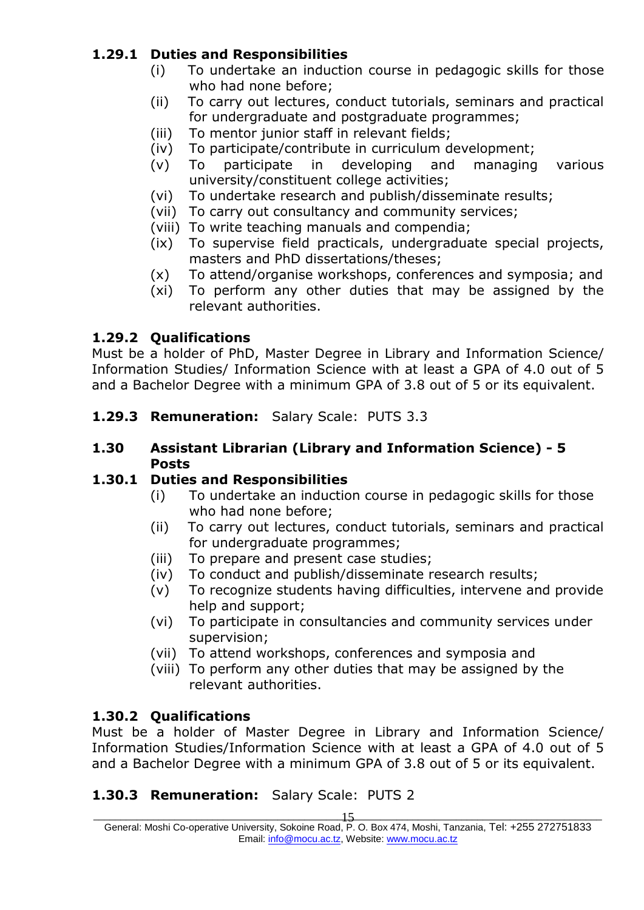#### 1.29.1 Duties and Responsibilities

- (i) To undertake an induction course in pedagogic skills for those who had none before;
- (ii) To carry out lectures, conduct tutorials, seminars and practical for undergraduate and postgraduate programmes;
- (iii) To mentor junior staff in relevant fields;
- (iv) To participate/contribute in curriculum development;
- (v) To participate in developing and managing various university/constituent college activities;
- (vi) To undertake research and publish/disseminate results;
- (vii) To carry out consultancy and community services;
- (viii) To write teaching manuals and compendia;
- (ix) To supervise field practicals, undergraduate special projects, masters and PhD dissertations/theses;
- (x) To attend/organise workshops, conferences and symposia; and
- (xi) To perform any other duties that may be assigned by the relevant authorities.

#### 1.29.2 Qualifications

Must be a holder of PhD, Master Degree in Library and Information Science/ Information Studies/ Information Science with at least a GPA of 4.0 out of 5 and a Bachelor Degree with a minimum GPA of 3.8 out of 5 or its equivalent.

#### 1.29.3 Remuneration: Salary Scale: PUTS 3.3

### 1.30 Assistant Librarian (Library and Information Science) - 5 Posts

#### 1.30.1 Duties and Responsibilities

- (i) To undertake an induction course in pedagogic skills for those who had none before;
- (ii) To carry out lectures, conduct tutorials, seminars and practical for undergraduate programmes;
- (iii) To prepare and present case studies;
- (iv) To conduct and publish/disseminate research results;
- (v) To recognize students having difficulties, intervene and provide help and support;
- (vi) To participate in consultancies and community services under supervision;
- (vii) To attend workshops, conferences and symposia and
- (viii) To perform any other duties that may be assigned by the relevant authorities.

#### 1.30.2 Qualifications

Must be a holder of Master Degree in Library and Information Science/ Information Studies/Information Science with at least a GPA of 4.0 out of 5 and a Bachelor Degree with a minimum GPA of 3.8 out of 5 or its equivalent.

#### 1.30.3 Remuneration: Salary Scale: PUTS 2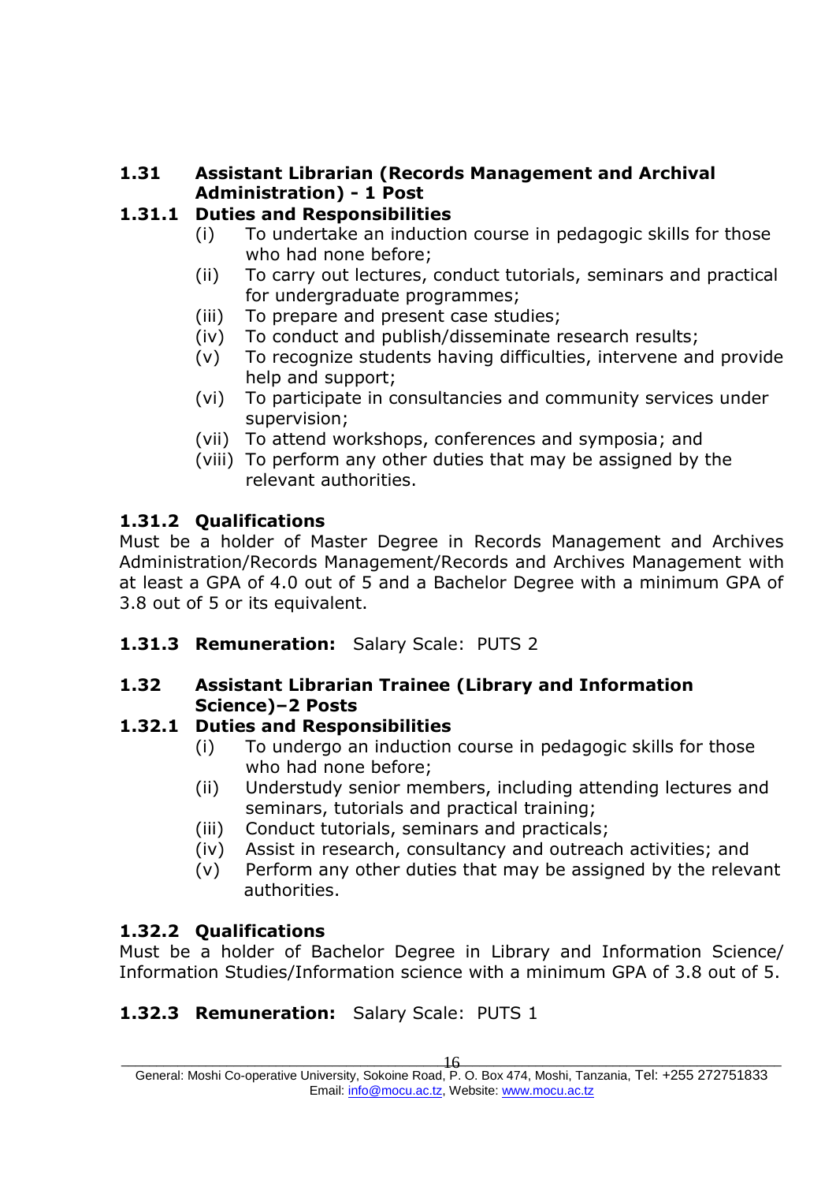### 1.31 Assistant Librarian (Records Management and Archival Administration) - 1 Post

#### 1.31.1 Duties and Responsibilities

- (i) To undertake an induction course in pedagogic skills for those who had none before;
- (ii) To carry out lectures, conduct tutorials, seminars and practical for undergraduate programmes;
- (iii) To prepare and present case studies;
- (iv) To conduct and publish/disseminate research results;
- (v) To recognize students having difficulties, intervene and provide help and support;
- (vi) To participate in consultancies and community services under supervision;
- (vii) To attend workshops, conferences and symposia; and
- (viii) To perform any other duties that may be assigned by the relevant authorities.

#### 1.31.2 Qualifications

Must be a holder of Master Degree in Records Management and Archives Administration/Records Management/Records and Archives Management with at least a GPA of 4.0 out of 5 and a Bachelor Degree with a minimum GPA of 3.8 out of 5 or its equivalent.

#### 1.31.3 Remuneration: Salary Scale: PUTS 2

### 1.32 Assistant Librarian Trainee (Library and Information Science)–2 Posts

#### 1.32.1 Duties and Responsibilities

- (i) To undergo an induction course in pedagogic skills for those who had none before;
- (ii) Understudy senior members, including attending lectures and seminars, tutorials and practical training;
- (iii) Conduct tutorials, seminars and practicals;
- (iv) Assist in research, consultancy and outreach activities; and
- (v) Perform any other duties that may be assigned by the relevant authorities.

#### 1.32.2 Qualifications

Must be a holder of Bachelor Degree in Library and Information Science/ Information Studies/Information science with a minimum GPA of 3.8 out of 5.

#### 1.32.3 Remuneration: Salary Scale: PUTS 1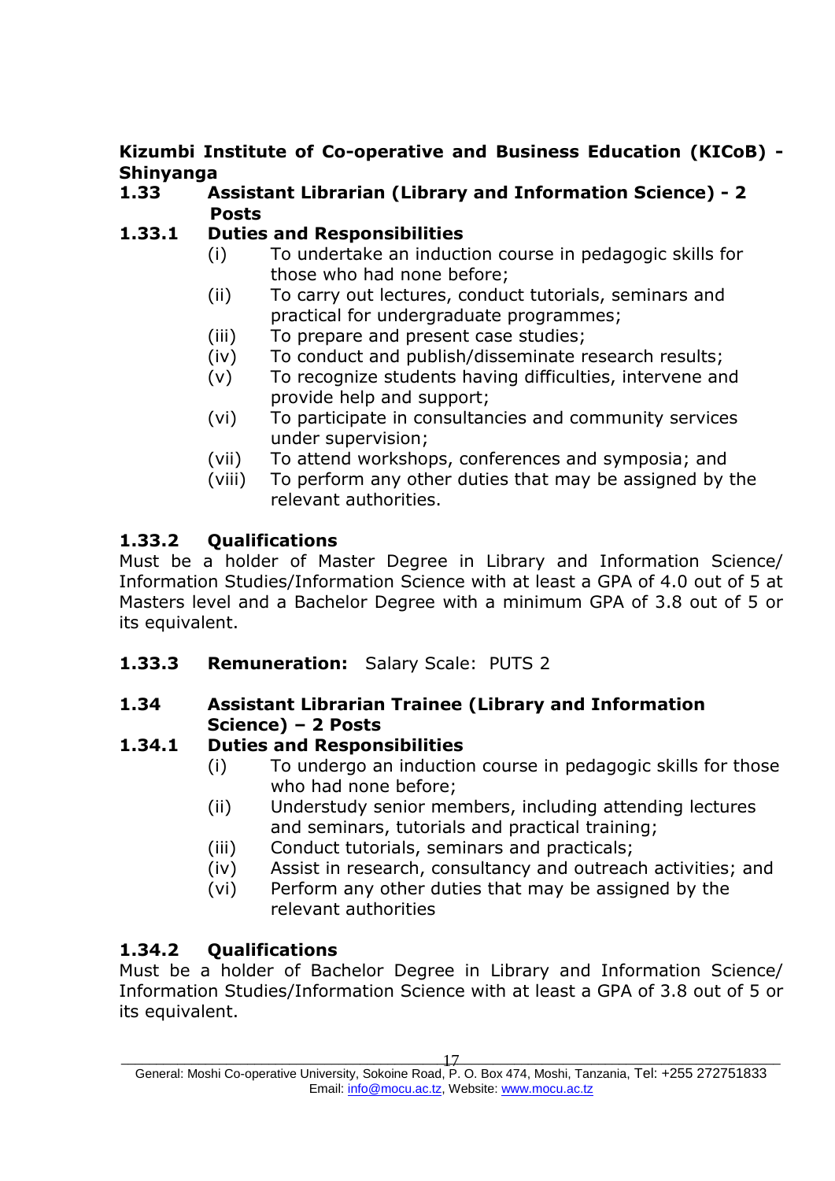**Kizumbi Institute of Co-operative and Business Education (KICoB) - Shinyanga**

### 1.33 Assistant Librarian (Library and Information Science) - 2 Posts

#### 1.33.1 Duties and Responsibilities

(i) To undertake an induction course in pedagogic skills for those who had none before;
(ii) To carry out lectures, conduct tutorials, seminars and practical for undergraduate programmes;
(iii) To prepare and present case studies;
(iv) To conduct and publish/disseminate research results;
(v) To recognize students having difficulties, intervene and provide help and support;
(vi) To participate in consultancies and community services under supervision;
(vii) To attend workshops, conferences and symposia; and
(viii) To perform any other duties that may be assigned by the relevant authorities.

#### 1.33.2 Qualifications

Must be a holder of Master Degree in Library and Information Science/ Information Studies/Information Science with at least a GPA of 4.0 out of 5 at Masters level and a Bachelor Degree with a minimum GPA of 3.8 out of 5 or its equivalent.

#### 1.33.3 Remuneration: Salary Scale: PUTS 2

### 1.34 Assistant Librarian Trainee (Library and Information Science) – 2 Posts

#### 1.34.1 Duties and Responsibilities

(i) To undergo an induction course in pedagogic skills for those who had none before;
(ii) Understudy senior members, including attending lectures and seminars, tutorials and practical training;
(iii) Conduct tutorials, seminars and practicals;
(iv) Assist in research, consultancy and outreach activities; and
(vi) Perform any other duties that may be assigned by the relevant authorities

#### 1.34.2 Qualifications

Must be a holder of Bachelor Degree in Library and Information Science/ Information Studies/Information Science with at least a GPA of 3.8 out of 5 or its equivalent.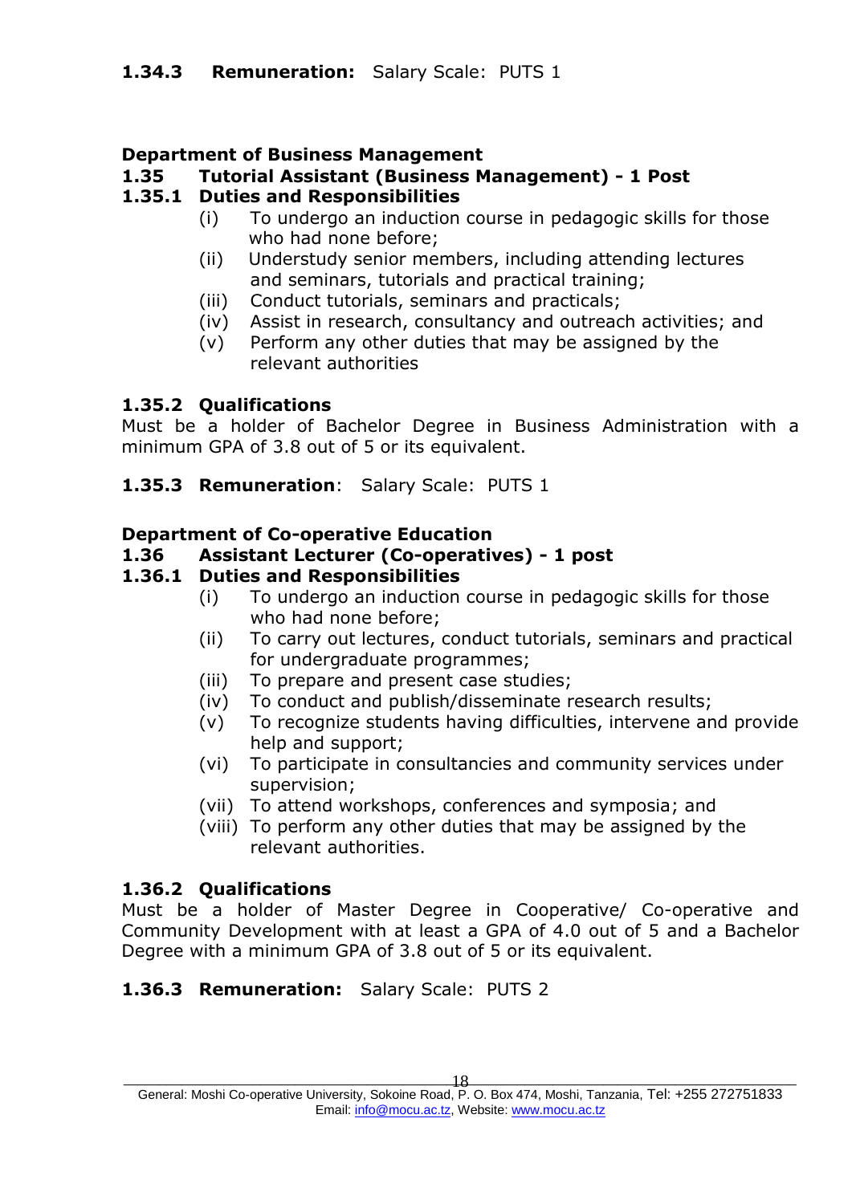**1.34.3 Remuneration:** Salary Scale: PUTS 1

**Department of Business Management**

**1.35 Tutorial Assistant (Business Management) - 1 Post**

**1.35.1 Duties and Responsibilities**

- (i) To undergo an induction course in pedagogic skills for those who had none before;
- (ii) Understudy senior members, including attending lectures and seminars, tutorials and practical training;
- (iii) Conduct tutorials, seminars and practicals;
- (iv) Assist in research, consultancy and outreach activities; and
- (v) Perform any other duties that may be assigned by the relevant authorities

**1.35.2 Qualifications**

Must be a holder of Bachelor Degree in Business Administration with a minimum GPA of 3.8 out of 5 or its equivalent.

**1.35.3 Remuneration**: Salary Scale: PUTS 1

**Department of Co-operative Education**

**1.36 Assistant Lecturer (Co-operatives) - 1 post**

**1.36.1 Duties and Responsibilities**

- (i) To undergo an induction course in pedagogic skills for those who had none before;
- (ii) To carry out lectures, conduct tutorials, seminars and practical for undergraduate programmes;
- (iii) To prepare and present case studies;
- (iv) To conduct and publish/disseminate research results;
- (v) To recognize students having difficulties, intervene and provide help and support;
- (vi) To participate in consultancies and community services under supervision;
- (vii) To attend workshops, conferences and symposia; and
- (viii) To perform any other duties that may be assigned by the relevant authorities.

**1.36.2 Qualifications**

Must be a holder of Master Degree in Cooperative/ Co-operative and Community Development with at least a GPA of 4.0 out of 5 and a Bachelor Degree with a minimum GPA of 3.8 out of 5 or its equivalent.

**1.36.3 Remuneration:** Salary Scale: PUTS 2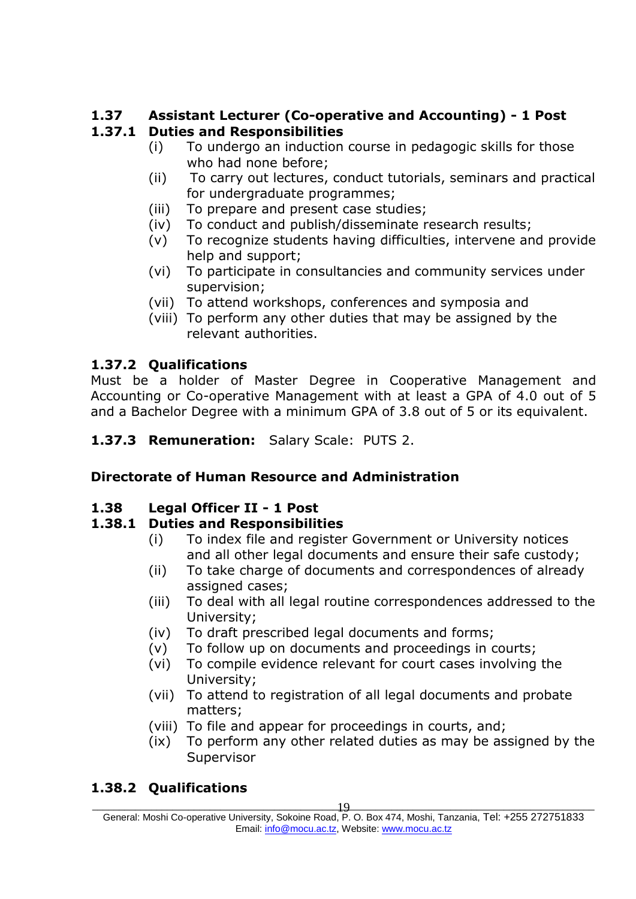**1.37 Assistant Lecturer (Co-operative and Accounting) - 1 Post**

**1.37.1 Duties and Responsibilities**

- (i) To undergo an induction course in pedagogic skills for those who had none before;
- (ii) To carry out lectures, conduct tutorials, seminars and practical for undergraduate programmes;
- (iii) To prepare and present case studies;
- (iv) To conduct and publish/disseminate research results;
- (v) To recognize students having difficulties, intervene and provide help and support;
- (vi) To participate in consultancies and community services under supervision;
- (vii) To attend workshops, conferences and symposia and
- (viii) To perform any other duties that may be assigned by the relevant authorities.

**1.37.2 Qualifications**

Must be a holder of Master Degree in Cooperative Management and Accounting or Co-operative Management with at least a GPA of 4.0 out of 5 and a Bachelor Degree with a minimum GPA of 3.8 out of 5 or its equivalent.

**1.37.3 Remuneration:** Salary Scale: PUTS 2.

**Directorate of Human Resource and Administration**

**1.38 Legal Officer II - 1 Post**

**1.38.1 Duties and Responsibilities**

- (i) To index file and register Government or University notices and all other legal documents and ensure their safe custody;
- (ii) To take charge of documents and correspondences of already assigned cases;
- (iii) To deal with all legal routine correspondences addressed to the University;
- (iv) To draft prescribed legal documents and forms;
- (v) To follow up on documents and proceedings in courts;
- (vi) To compile evidence relevant for court cases involving the University;
- (vii) To attend to registration of all legal documents and probate matters;
- (viii) To file and appear for proceedings in courts, and;
- (ix) To perform any other related duties as may be assigned by the Supervisor

**1.38.2 Qualifications**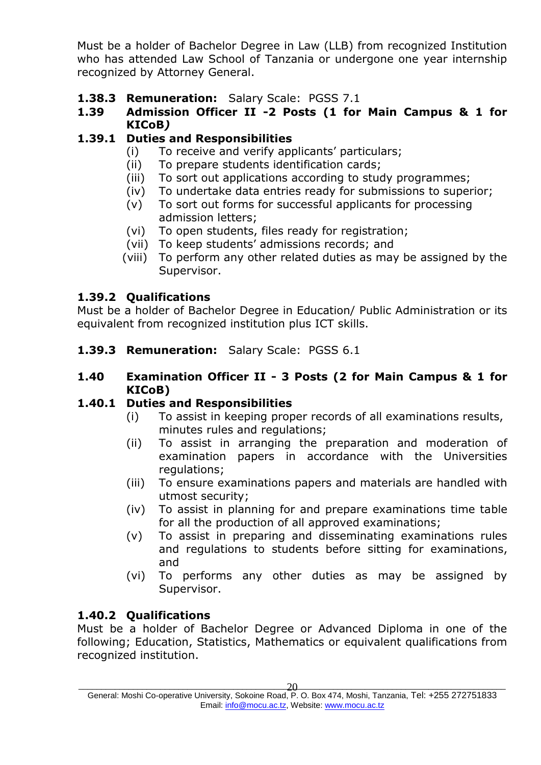Must be a holder of Bachelor Degree in Law (LLB) from recognized Institution who has attended Law School of Tanzania or undergone one year internship recognized by Attorney General.

**1.38.3 Remuneration:** Salary Scale: PGSS 7.1

**1.39 Admission Officer II -2 Posts (1 for Main Campus & 1 for KICoB*)***

**1.39.1 Duties and Responsibilities**

- (i) To receive and verify applicants' particulars;
- (ii) To prepare students identification cards;
- (iii) To sort out applications according to study programmes;
- (iv) To undertake data entries ready for submissions to superior;
- (v) To sort out forms for successful applicants for processing admission letters;
- (vi) To open students, files ready for registration;
- (vii) To keep students' admissions records; and
- (viii) To perform any other related duties as may be assigned by the Supervisor.

**1.39.2 Qualifications**

Must be a holder of Bachelor Degree in Education/ Public Administration or its equivalent from recognized institution plus ICT skills.

**1.39.3 Remuneration:** Salary Scale: PGSS 6.1

**1.40 Examination Officer II - 3 Posts (2 for Main Campus & 1 for KICoB)**

**1.40.1 Duties and Responsibilities**

- (i) To assist in keeping proper records of all examinations results, minutes rules and regulations;
- (ii) To assist in arranging the preparation and moderation of examination papers in accordance with the Universities regulations;
- (iii) To ensure examinations papers and materials are handled with utmost security;
- (iv) To assist in planning for and prepare examinations time table for all the production of all approved examinations;
- (v) To assist in preparing and disseminating examinations rules and regulations to students before sitting for examinations, and
- (vi) To performs any other duties as may be assigned by Supervisor.

**1.40.2 Qualifications**

Must be a holder of Bachelor Degree or Advanced Diploma in one of the following; Education, Statistics, Mathematics or equivalent qualifications from recognized institution.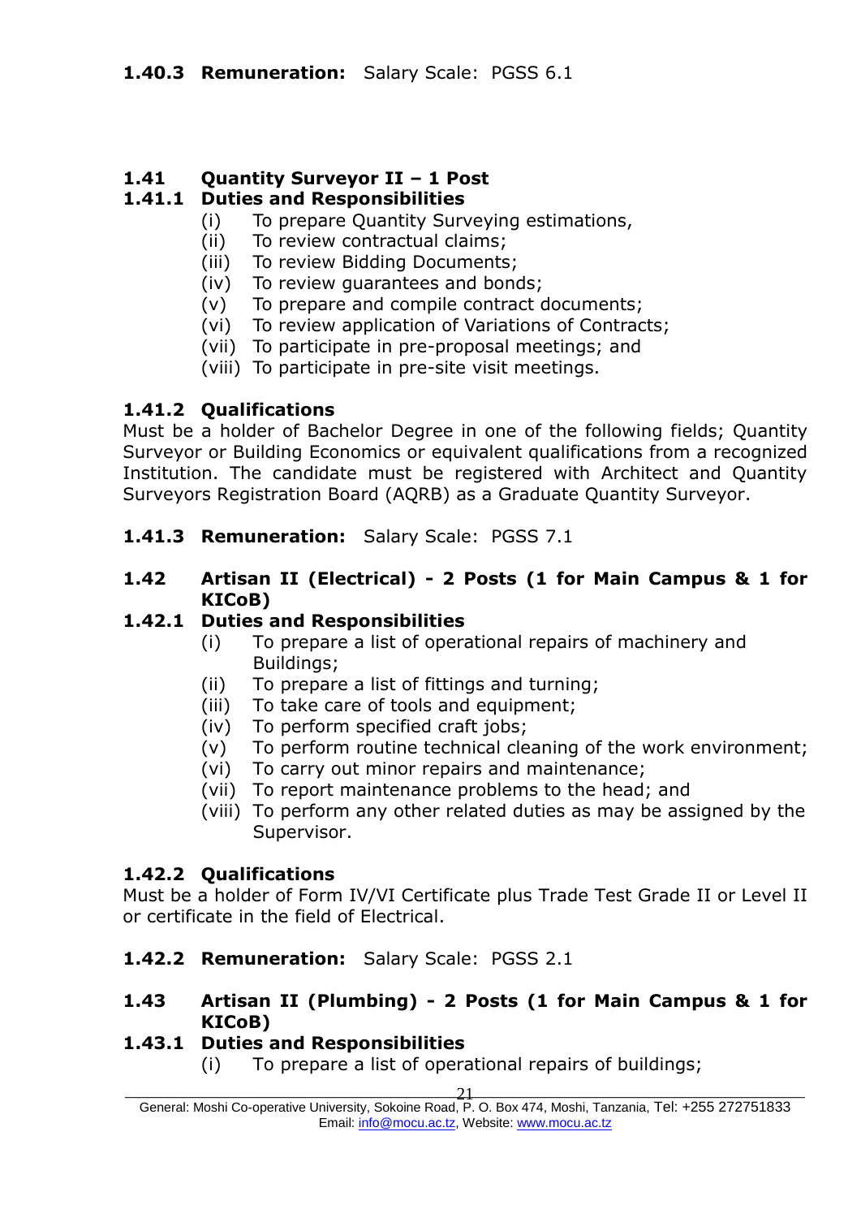**1.40.3 Remuneration:** Salary Scale: PGSS 6.1

### 1.41 Quantity Surveyor II – 1 Post

#### 1.41.1 Duties and Responsibilities

- (i) To prepare Quantity Surveying estimations,
- (ii) To review contractual claims;
- (iii) To review Bidding Documents;
- (iv) To review guarantees and bonds;
- (v) To prepare and compile contract documents;
- (vi) To review application of Variations of Contracts;
- (vii) To participate in pre-proposal meetings; and
- (viii) To participate in pre-site visit meetings.

#### 1.41.2 Qualifications

Must be a holder of Bachelor Degree in one of the following fields; Quantity Surveyor or Building Economics or equivalent qualifications from a recognized Institution. The candidate must be registered with Architect and Quantity Surveyors Registration Board (AQRB) as a Graduate Quantity Surveyor.

**1.41.3 Remuneration:** Salary Scale: PGSS 7.1

### 1.42 Artisan II (Electrical) - 2 Posts (1 for Main Campus & 1 for KICoB)

#### 1.42.1 Duties and Responsibilities

- (i) To prepare a list of operational repairs of machinery and Buildings;
- (ii) To prepare a list of fittings and turning;
- (iii) To take care of tools and equipment;
- (iv) To perform specified craft jobs;
- (v) To perform routine technical cleaning of the work environment;
- (vi) To carry out minor repairs and maintenance;
- (vii) To report maintenance problems to the head; and
- (viii) To perform any other related duties as may be assigned by the Supervisor.

#### 1.42.2 Qualifications

Must be a holder of Form IV/VI Certificate plus Trade Test Grade II or Level II or certificate in the field of Electrical.

**1.42.2 Remuneration:** Salary Scale: PGSS 2.1

### 1.43 Artisan II (Plumbing) - 2 Posts (1 for Main Campus & 1 for KICoB)

#### 1.43.1 Duties and Responsibilities

- (i) To prepare a list of operational repairs of buildings;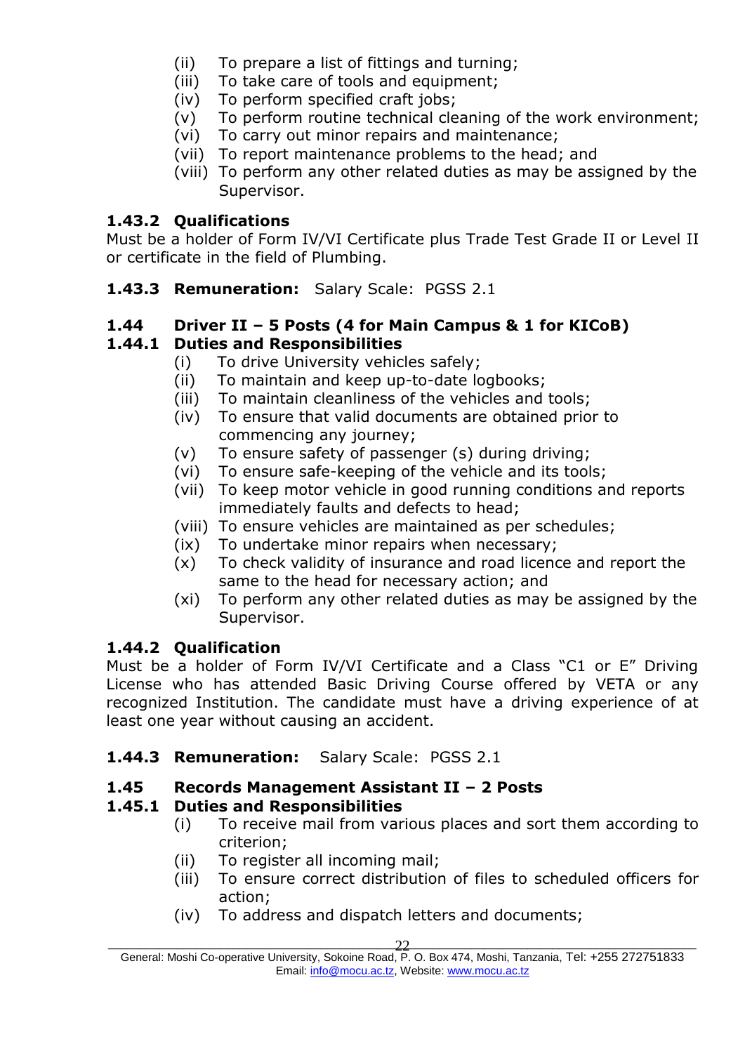(ii) To prepare a list of fittings and turning;
(iii) To take care of tools and equipment;
(iv) To perform specified craft jobs;
(v) To perform routine technical cleaning of the work environment;
(vi) To carry out minor repairs and maintenance;
(vii) To report maintenance problems to the head; and
(viii) To perform any other related duties as may be assigned by the Supervisor.

### 1.43.2 Qualifications

Must be a holder of Form IV/VI Certificate plus Trade Test Grade II or Level II or certificate in the field of Plumbing.

### 1.43.3 Remuneration: Salary Scale: PGSS 2.1

## 1.44 Driver II – 5 Posts (4 for Main Campus & 1 for KICoB)

### 1.44.1 Duties and Responsibilities

(i) To drive University vehicles safely;
(ii) To maintain and keep up-to-date logbooks;
(iii) To maintain cleanliness of the vehicles and tools;
(iv) To ensure that valid documents are obtained prior to commencing any journey;
(v) To ensure safety of passenger (s) during driving;
(vi) To ensure safe-keeping of the vehicle and its tools;
(vii) To keep motor vehicle in good running conditions and reports immediately faults and defects to head;
(viii) To ensure vehicles are maintained as per schedules;
(ix) To undertake minor repairs when necessary;
(x) To check validity of insurance and road licence and report the same to the head for necessary action; and
(xi) To perform any other related duties as may be assigned by the Supervisor.

### 1.44.2 Qualification

Must be a holder of Form IV/VI Certificate and a Class "C1 or E" Driving License who has attended Basic Driving Course offered by VETA or any recognized Institution. The candidate must have a driving experience of at least one year without causing an accident.

### 1.44.3 Remuneration: Salary Scale: PGSS 2.1

## 1.45 Records Management Assistant II – 2 Posts

### 1.45.1 Duties and Responsibilities

(i) To receive mail from various places and sort them according to criterion;
(ii) To register all incoming mail;
(iii) To ensure correct distribution of files to scheduled officers for action;
(iv) To address and dispatch letters and documents;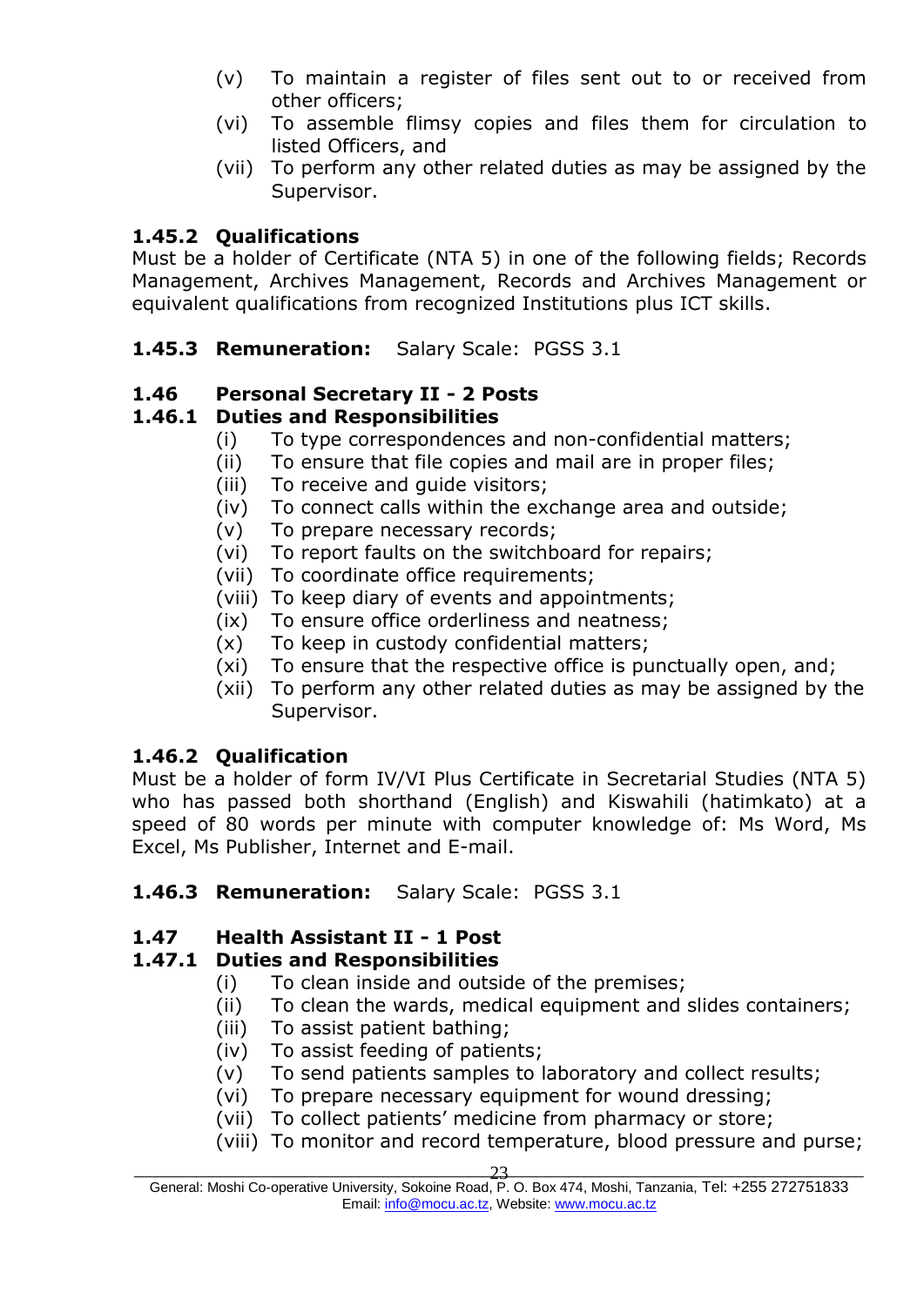(v) To maintain a register of files sent out to or received from other officers;
(vi) To assemble flimsy copies and files them for circulation to listed Officers, and
(vii) To perform any other related duties as may be assigned by the Supervisor.

### 1.45.2 Qualifications

Must be a holder of Certificate (NTA 5) in one of the following fields; Records Management, Archives Management, Records and Archives Management or equivalent qualifications from recognized Institutions plus ICT skills.

### 1.45.3 Remuneration: Salary Scale: PGSS 3.1

## 1.46 Personal Secretary II - 2 Posts

### 1.46.1 Duties and Responsibilities

(i) To type correspondences and non-confidential matters;
(ii) To ensure that file copies and mail are in proper files;
(iii) To receive and guide visitors;
(iv) To connect calls within the exchange area and outside;
(v) To prepare necessary records;
(vi) To report faults on the switchboard for repairs;
(vii) To coordinate office requirements;
(viii) To keep diary of events and appointments;
(ix) To ensure office orderliness and neatness;
(x) To keep in custody confidential matters;
(xi) To ensure that the respective office is punctually open, and;
(xii) To perform any other related duties as may be assigned by the Supervisor.

### 1.46.2 Qualification

Must be a holder of form IV/VI Plus Certificate in Secretarial Studies (NTA 5) who has passed both shorthand (English) and Kiswahili (hatimkato) at a speed of 80 words per minute with computer knowledge of: Ms Word, Ms Excel, Ms Publisher, Internet and E-mail.

### 1.46.3 Remuneration: Salary Scale: PGSS 3.1

## 1.47 Health Assistant II - 1 Post

### 1.47.1 Duties and Responsibilities

(i) To clean inside and outside of the premises;
(ii) To clean the wards, medical equipment and slides containers;
(iii) To assist patient bathing;
(iv) To assist feeding of patients;
(v) To send patients samples to laboratory and collect results;
(vi) To prepare necessary equipment for wound dressing;
(vii) To collect patients' medicine from pharmacy or store;
(viii) To monitor and record temperature, blood pressure and purse;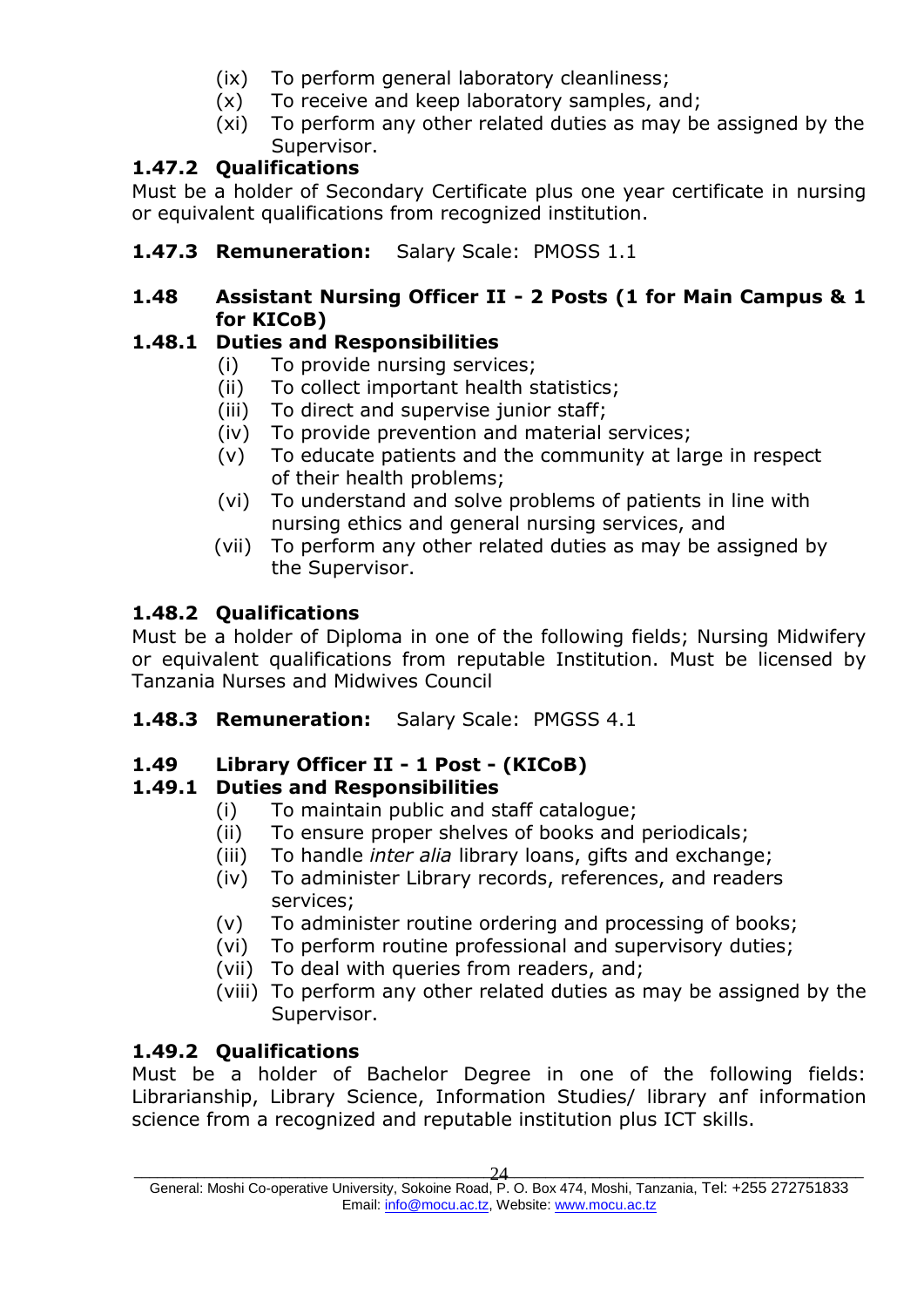(ix) To perform general laboratory cleanliness;
(x) To receive and keep laboratory samples, and;
(xi) To perform any other related duties as may be assigned by the Supervisor.

**1.47.2 Qualifications**

Must be a holder of Secondary Certificate plus one year certificate in nursing or equivalent qualifications from recognized institution.

**1.47.3 Remuneration:** Salary Scale: PMOSS 1.1

**1.48 Assistant Nursing Officer II - 2 Posts (1 for Main Campus & 1 for KICoB)**

**1.48.1 Duties and Responsibilities**

(i) To provide nursing services;
(ii) To collect important health statistics;
(iii) To direct and supervise junior staff;
(iv) To provide prevention and material services;
(v) To educate patients and the community at large in respect of their health problems;
(vi) To understand and solve problems of patients in line with nursing ethics and general nursing services, and
(vii) To perform any other related duties as may be assigned by the Supervisor.

**1.48.2 Qualifications**

Must be a holder of Diploma in one of the following fields; Nursing Midwifery or equivalent qualifications from reputable Institution. Must be licensed by Tanzania Nurses and Midwives Council

**1.48.3 Remuneration:** Salary Scale: PMGSS 4.1

**1.49 Library Officer II - 1 Post - (KICoB)**

**1.49.1 Duties and Responsibilities**

(i) To maintain public and staff catalogue;
(ii) To ensure proper shelves of books and periodicals;
(iii) To handle *inter alia* library loans, gifts and exchange;
(iv) To administer Library records, references, and readers services;
(v) To administer routine ordering and processing of books;
(vi) To perform routine professional and supervisory duties;
(vii) To deal with queries from readers, and;
(viii) To perform any other related duties as may be assigned by the Supervisor.

**1.49.2 Qualifications**

Must be a holder of Bachelor Degree in one of the following fields: Librarianship, Library Science, Information Studies/ library anf information science from a recognized and reputable institution plus ICT skills.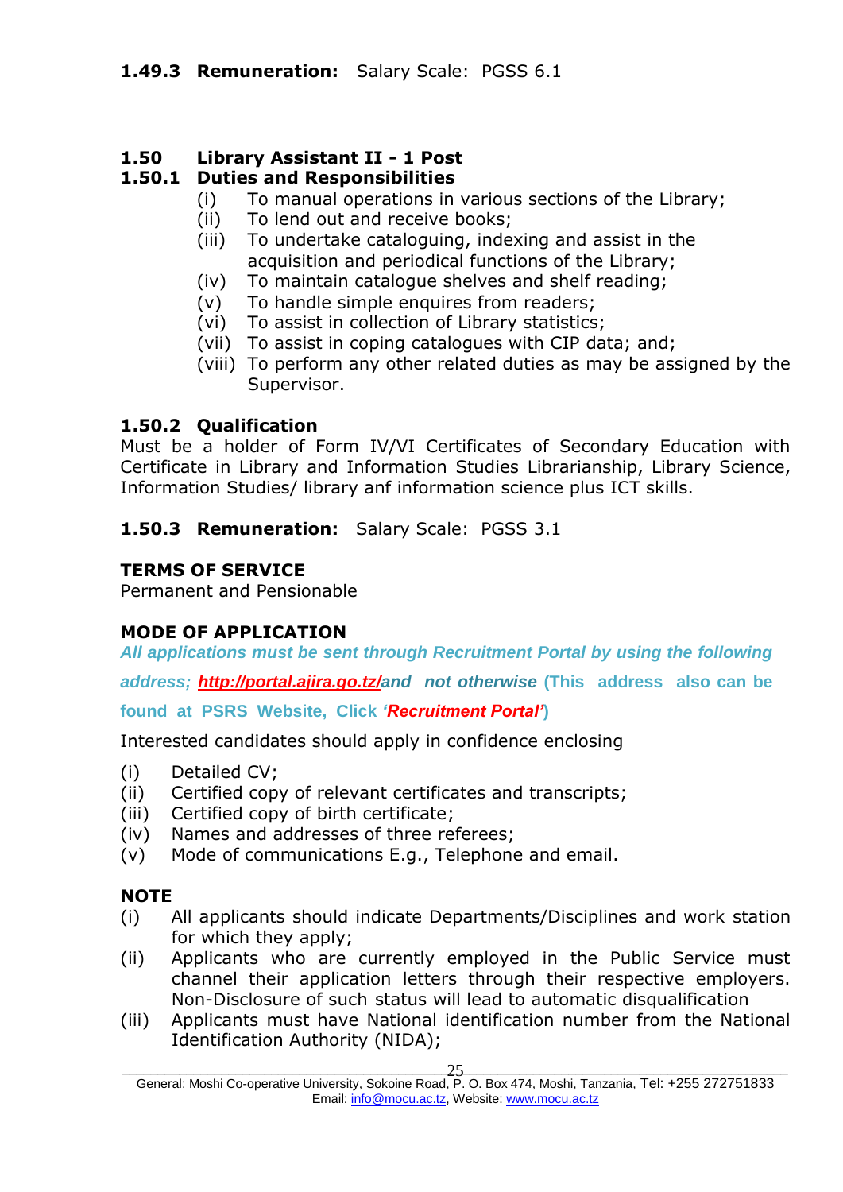**1.49.3 Remuneration:** Salary Scale: PGSS 6.1

**1.50 Library Assistant II - 1 Post**

**1.50.1 Duties and Responsibilities**

(i) To manual operations in various sections of the Library;
(ii) To lend out and receive books;
(iii) To undertake cataloguing, indexing and assist in the acquisition and periodical functions of the Library;
(iv) To maintain catalogue shelves and shelf reading;
(v) To handle simple enquires from readers;
(vi) To assist in collection of Library statistics;
(vii) To assist in coping catalogues with CIP data; and;
(viii) To perform any other related duties as may be assigned by the Supervisor.

**1.50.2 Qualification**

Must be a holder of Form IV/VI Certificates of Secondary Education with Certificate in Library and Information Studies Librarianship, Library Science, Information Studies/ library anf information science plus ICT skills.

**1.50.3 Remuneration:** Salary Scale: PGSS 3.1

**TERMS OF SERVICE**

Permanent and Pensionable

**MODE OF APPLICATION**

***All applications must be sent through Recruitment Portal by using the following address; http://portal.ajira.go.tz/and not otherwise*** **(This address also can be found at PSRS Website, Click *'Recruitment Portal'*)**

Interested candidates should apply in confidence enclosing

(i) Detailed CV;
(ii) Certified copy of relevant certificates and transcripts;
(iii) Certified copy of birth certificate;
(iv) Names and addresses of three referees;
(v) Mode of communications E.g., Telephone and email.

**NOTE**

(i) All applicants should indicate Departments/Disciplines and work station for which they apply;
(ii) Applicants who are currently employed in the Public Service must channel their application letters through their respective employers. Non-Disclosure of such status will lead to automatic disqualification
(iii) Applicants must have National identification number from the National Identification Authority (NIDA);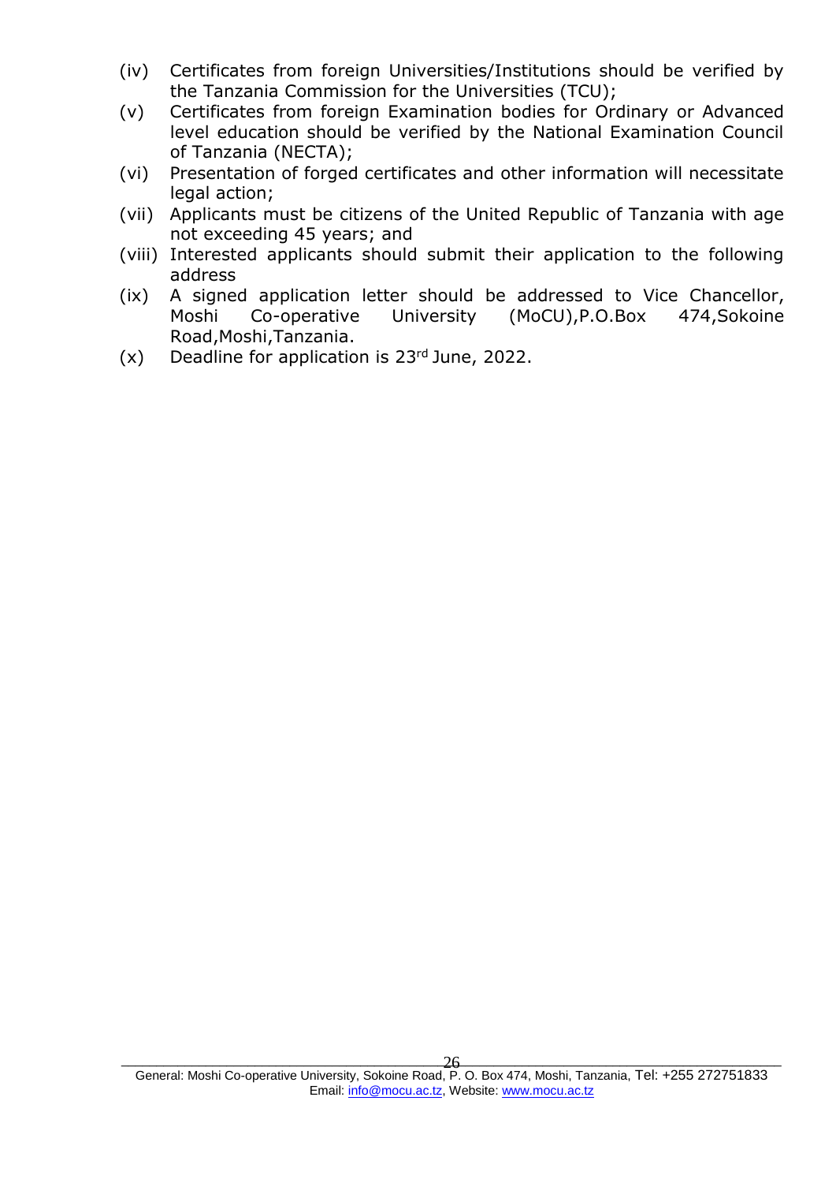(iv) Certificates from foreign Universities/Institutions should be verified by the Tanzania Commission for the Universities (TCU);

(v) Certificates from foreign Examination bodies for Ordinary or Advanced level education should be verified by the National Examination Council of Tanzania (NECTA);

(vi) Presentation of forged certificates and other information will necessitate legal action;

(vii) Applicants must be citizens of the United Republic of Tanzania with age not exceeding 45 years; and

(viii) Interested applicants should submit their application to the following address

(ix) A signed application letter should be addressed to Vice Chancellor, Moshi Co-operative University (MoCU),P.O.Box 474,Sokoine Road,Moshi,Tanzania.

(x) Deadline for application is 23rd June, 2022.